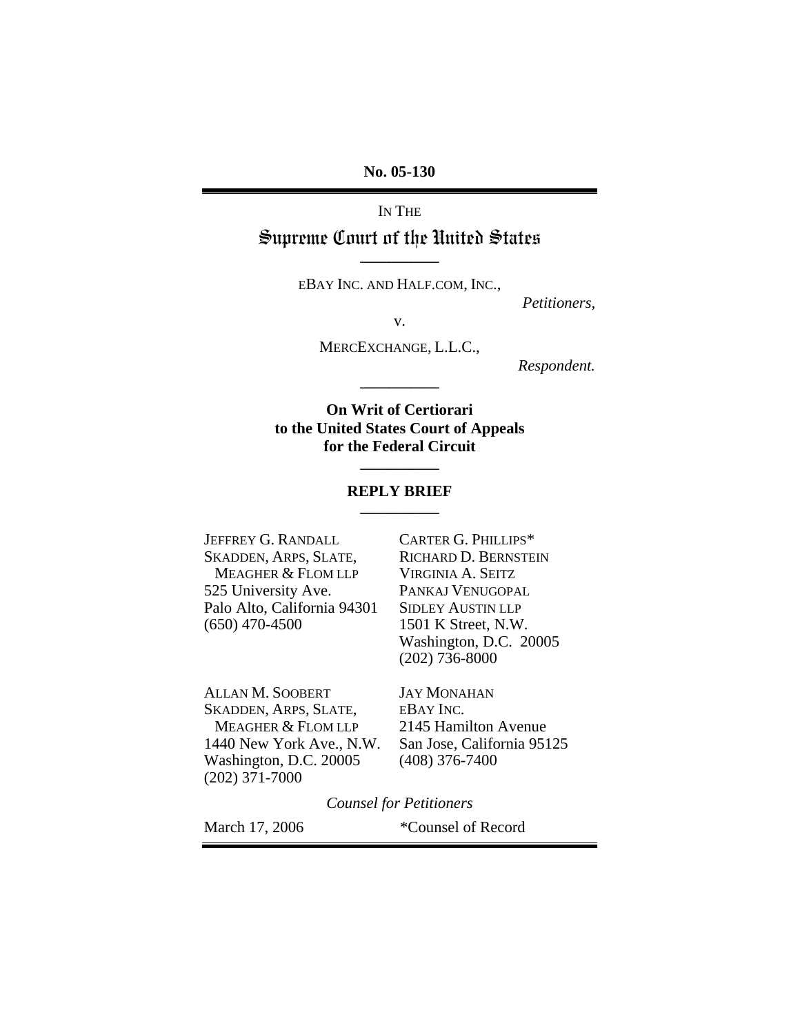No. 05-130

IN THE

# Supreme Court of the United States

---

EBAY INC. AND HALF.COM, INC.,

*Petitioners,*

v.

MERCEXCHANGE, L.L.C.,

*Respondent.*

---

**On Writ of Certiorari to the United States Court of Appeals for the Federal Circuit**

---

**REPLY BRIEF**

---

JEFFREY G. RANDALL
SKADDEN, ARPS, SLATE, MEAGHER & FLOM LLP
525 University Ave.
Palo Alto, California 94301
(650) 470-4500

CARTER G. PHILLIPS*
RICHARD D. BERNSTEIN
VIRGINIA A. SEITZ
PANKAJ VENUGOPAL
SIDLEY AUSTIN LLP
1501 K Street, N.W.
Washington, D.C. 20005
(202) 736-8000

ALLAN M. SOOBERT
SKADDEN, ARPS, SLATE, MEAGHER & FLOM LLP
1440 New York Ave., N.W.
Washington, D.C. 20005
(202) 371-7000

JAY MONAHAN
EBAY INC.
2145 Hamilton Avenue
San Jose, California 95125
(408) 376-7400

*Counsel for Petitioners*

March 17, 2006

*Counsel of Record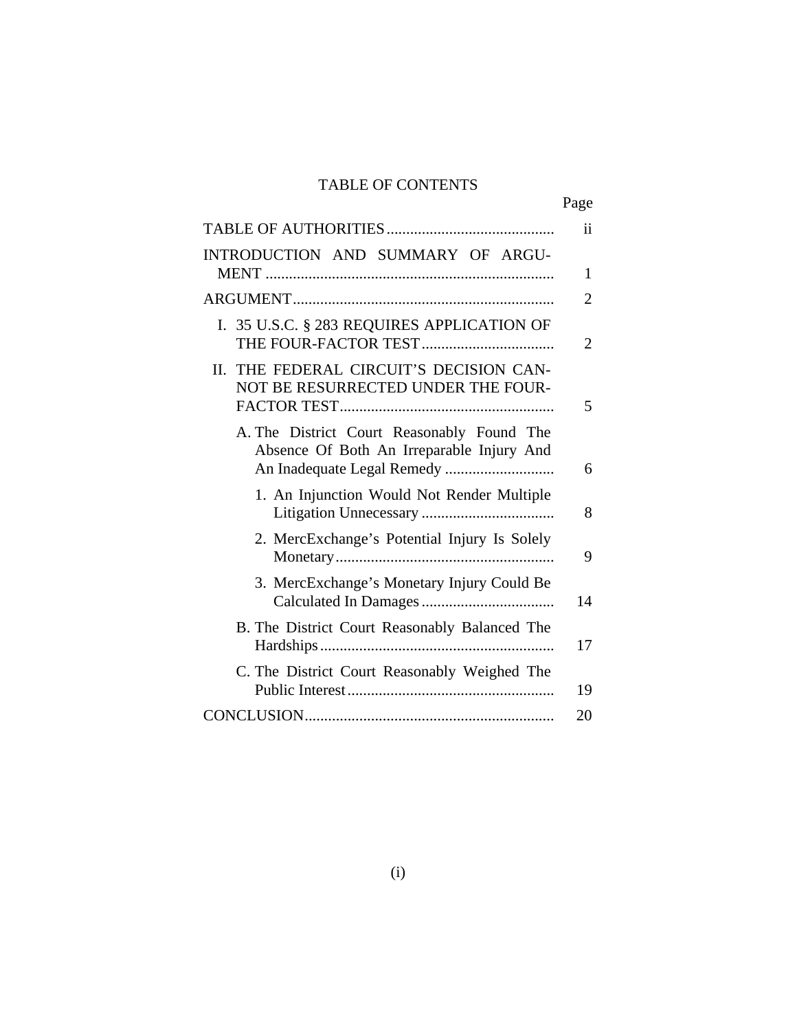# TABLE OF CONTENTS

| | Page |
|---|---|
| TABLE OF AUTHORITIES | ii |
| INTRODUCTION AND SUMMARY OF ARGUMENT | 1 |
| ARGUMENT | 2 |
| I. 35 U.S.C. § 283 REQUIRES APPLICATION OF THE FOUR-FACTOR TEST | 2 |
| II. THE FEDERAL CIRCUIT'S DECISION CANNOT BE RESURRECTED UNDER THE FOUR-FACTOR TEST | 5 |
| A. The District Court Reasonably Found The Absence Of Both An Irreparable Injury And An Inadequate Legal Remedy | 6 |
| 1. An Injunction Would Not Render Multiple Litigation Unnecessary | 8 |
| 2. MercExchange's Potential Injury Is Solely Monetary | 9 |
| 3. MercExchange's Monetary Injury Could Be Calculated In Damages | 14 |
| B. The District Court Reasonably Balanced The Hardships | 17 |
| C. The District Court Reasonably Weighed The Public Interest | 19 |
| CONCLUSION | 20 |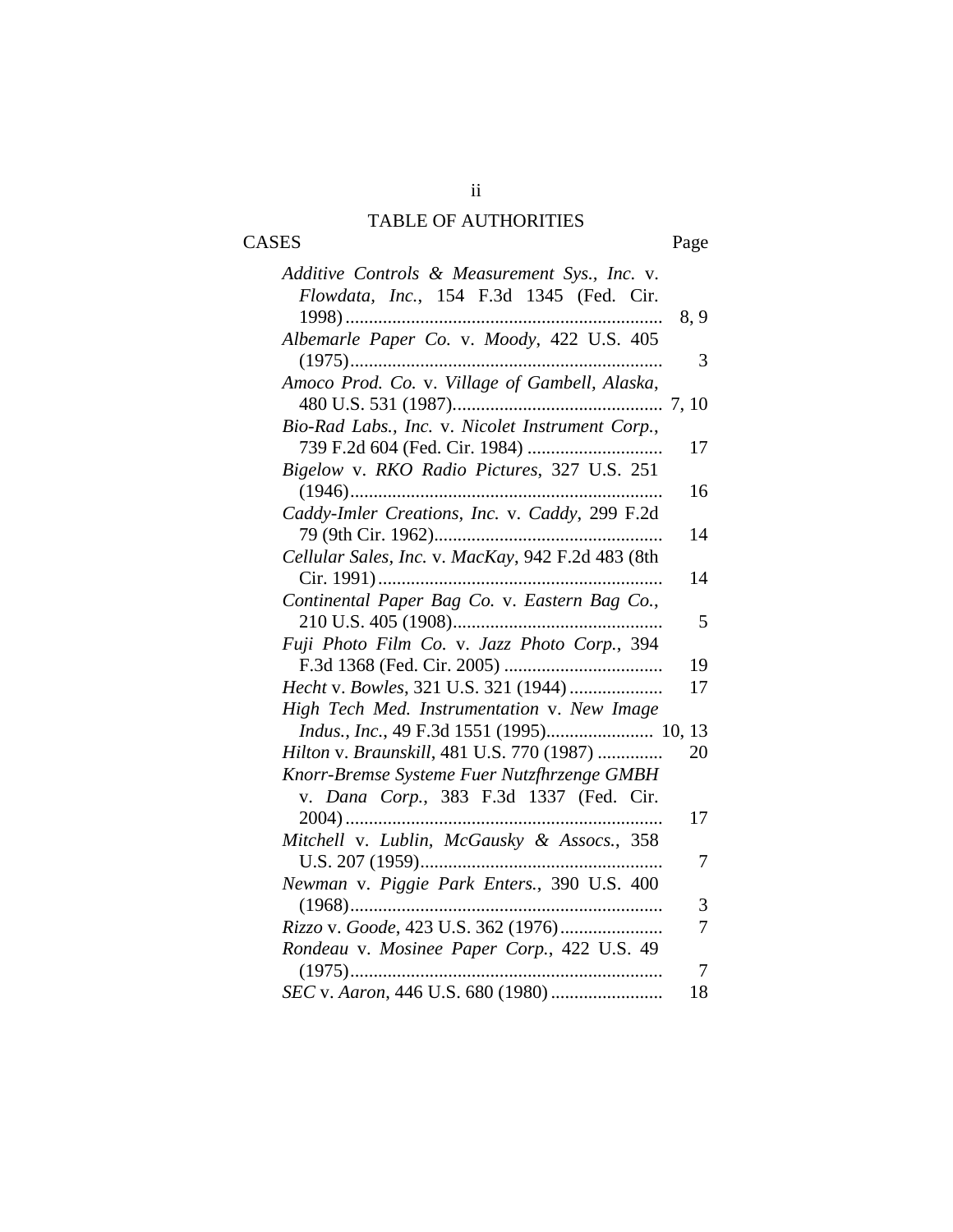# TABLE OF AUTHORITIES

| CASES | Page |
|---|---|
| *Additive Controls & Measurement Sys., Inc.* v. *Flowdata, Inc.*, 154 F.3d 1345 (Fed. Cir. 1998) | 8, 9 |
| *Albemarle Paper Co.* v. *Moody*, 422 U.S. 405 (1975) | 3 |
| *Amoco Prod. Co.* v. *Village of Gambell, Alaska*, 480 U.S. 531 (1987) | 7, 10 |
| *Bio-Rad Labs., Inc.* v. *Nicolet Instrument Corp.*, 739 F.2d 604 (Fed. Cir. 1984) | 17 |
| *Bigelow* v. *RKO Radio Pictures*, 327 U.S. 251 (1946) | 16 |
| *Caddy-Imler Creations, Inc.* v. *Caddy*, 299 F.2d 79 (9th Cir. 1962) | 14 |
| *Cellular Sales, Inc.* v. *MacKay*, 942 F.2d 483 (8th Cir. 1991) | 14 |
| *Continental Paper Bag Co.* v. *Eastern Bag Co.*, 210 U.S. 405 (1908) | 5 |
| *Fuji Photo Film Co.* v. *Jazz Photo Corp.*, 394 F.3d 1368 (Fed. Cir. 2005) | 19 |
| *Hecht* v. *Bowles*, 321 U.S. 321 (1944) | 17 |
| *High Tech Med. Instrumentation* v. *New Image Indus., Inc.*, 49 F.3d 1551 (1995) | 10, 13 |
| *Hilton* v. *Braunskill*, 481 U.S. 770 (1987) | 20 |
| *Knorr-Bremse Systeme Fuer Nutzfhrzenge GMBH* v. *Dana Corp.*, 383 F.3d 1337 (Fed. Cir. 2004) | 17 |
| *Mitchell* v. *Lublin, McGausky & Assocs.*, 358 U.S. 207 (1959) | 7 |
| *Newman* v. *Piggie Park Enters.*, 390 U.S. 400 (1968) | 3 |
| *Rizzo* v. *Goode*, 423 U.S. 362 (1976) | 7 |
| *Rondeau* v. *Mosinee Paper Corp.*, 422 U.S. 49 (1975) | 7 |
| *SEC* v. *Aaron*, 446 U.S. 680 (1980) | 18 |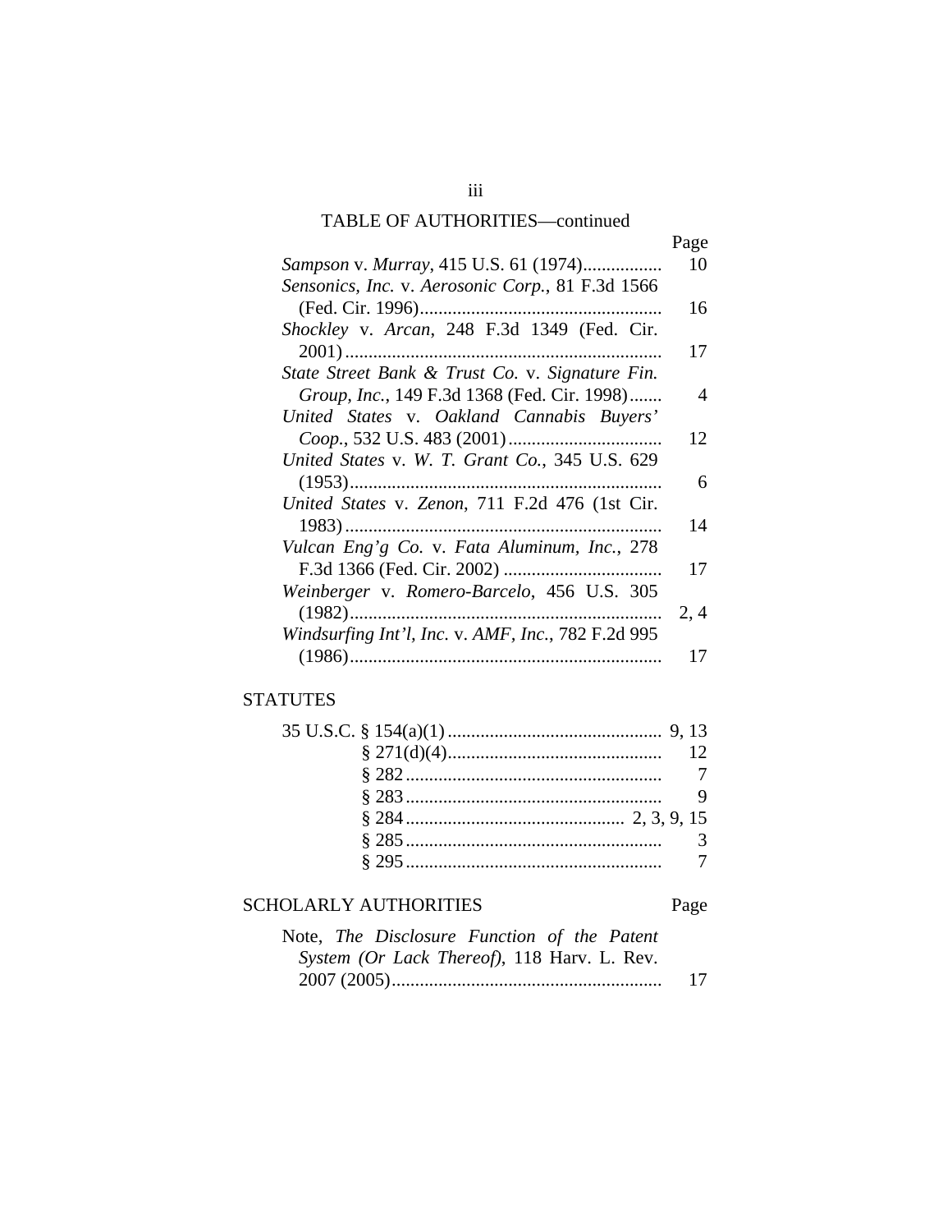TABLE OF AUTHORITIES—continued

| | Page |
|---|---|
| *Sampson* v. *Murray*, 415 U.S. 61 (1974)................. | 10 |
| *Sensonics, Inc.* v. *Aerosonic Corp.*, 81 F.3d 1566 (Fed. Cir. 1996)................................................... | 16 |
| *Shockley* v. *Arcan*, 248 F.3d 1349 (Fed. Cir. 2001)................................................................... | 17 |
| *State Street Bank & Trust Co.* v. *Signature Fin. Group, Inc.*, 149 F.3d 1368 (Fed. Cir. 1998)....... | 4 |
| *United States* v. *Oakland Cannabis Buyers' Coop.*, 532 U.S. 483 (2001)................................. | 12 |
| *United States* v. *W. T. Grant Co.*, 345 U.S. 629 (1953).................................................................. | 6 |
| *United States* v. *Zenon*, 711 F.2d 476 (1st Cir. 1983)................................................................... | 14 |
| *Vulcan Eng'g Co.* v. *Fata Aluminum, Inc.*, 278 F.3d 1366 (Fed. Cir. 2002) .................................. | 17 |
| *Weinberger* v. *Romero-Barcelo*, 456 U.S. 305 (1982).................................................................. | 2, 4 |
| *Windsurfing Int'l, Inc.* v. *AMF, Inc.*, 782 F.2d 995 (1986).................................................................. | 17 |

## STATUTES

| | |
|---|---|
| 35 U.S.C. § 154(a)(1) ............................................. | 9, 13 |
| § 271(d)(4)............................................. | 12 |
| § 282 ...................................................... | 7 |
| § 283 ...................................................... | 9 |
| § 284 .............................................. | 2, 3, 9, 15 |
| § 285 ...................................................... | 3 |
| § 295 ...................................................... | 7 |

## SCHOLARLY AUTHORITIES

| | Page |
|---|---|
| Note, *The Disclosure Function of the Patent System (Or Lack Thereof)*, 118 Harv. L. Rev. 2007 (2005)......................................................... | 17 |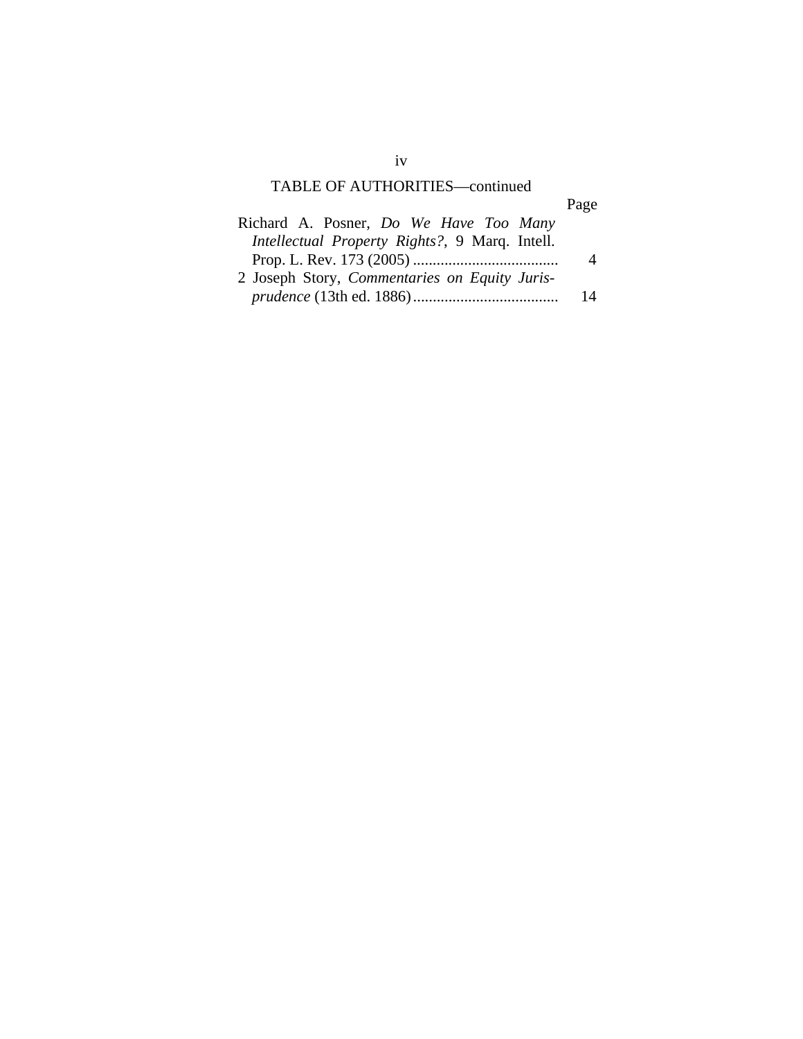TABLE OF AUTHORITIES—continued

| | Page |
|---|---|
| Richard A. Posner, *Do We Have Too Many Intellectual Property Rights?*, 9 Marq. Intell. Prop. L. Rev. 173 (2005) | 4 |
| 2 Joseph Story, *Commentaries on Equity Jurisprudence* (13th ed. 1886) | 14 |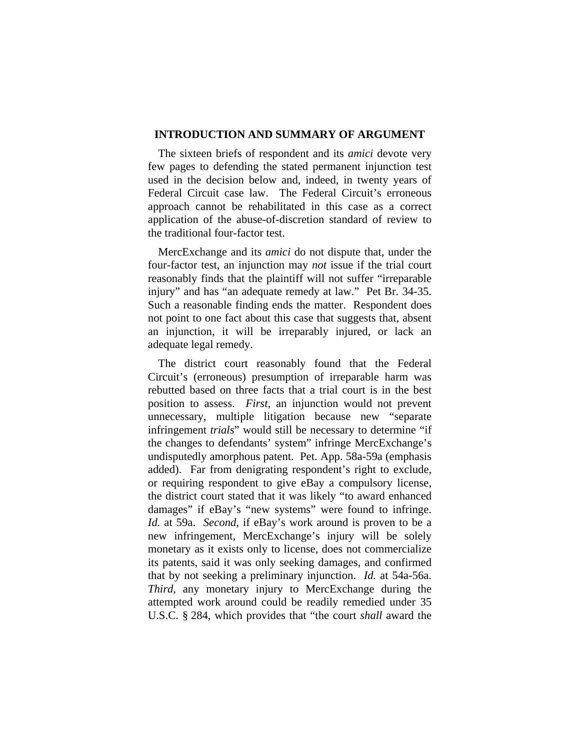## INTRODUCTION AND SUMMARY OF ARGUMENT

The sixteen briefs of respondent and its *amici* devote very few pages to defending the stated permanent injunction test used in the decision below and, indeed, in twenty years of Federal Circuit case law. The Federal Circuit's erroneous approach cannot be rehabilitated in this case as a correct application of the abuse-of-discretion standard of review to the traditional four-factor test.

MercExchange and its *amici* do not dispute that, under the four-factor test, an injunction may *not* issue if the trial court reasonably finds that the plaintiff will not suffer "irreparable injury" and has "an adequate remedy at law." Pet Br. 34-35. Such a reasonable finding ends the matter. Respondent does not point to one fact about this case that suggests that, absent an injunction, it will be irreparably injured, or lack an adequate legal remedy.

The district court reasonably found that the Federal Circuit's (erroneous) presumption of irreparable harm was rebutted based on three facts that a trial court is in the best position to assess. *First*, an injunction would not prevent unnecessary, multiple litigation because new "separate infringement *trials*" would still be necessary to determine "if the changes to defendants' system" infringe MercExchange's undisputedly amorphous patent. Pet. App. 58a-59a (emphasis added). Far from denigrating respondent's right to exclude, or requiring respondent to give eBay a compulsory license, the district court stated that it was likely "to award enhanced damages" if eBay's "new systems" were found to infringe. *Id.* at 59a. *Second*, if eBay's work around is proven to be a new infringement, MercExchange's injury will be solely monetary as it exists only to license, does not commercialize its patents, said it was only seeking damages, and confirmed that by not seeking a preliminary injunction. *Id.* at 54a-56a. *Third*, any monetary injury to MercExchange during the attempted work around could be readily remedied under 35 U.S.C. § 284, which provides that "the court *shall* award the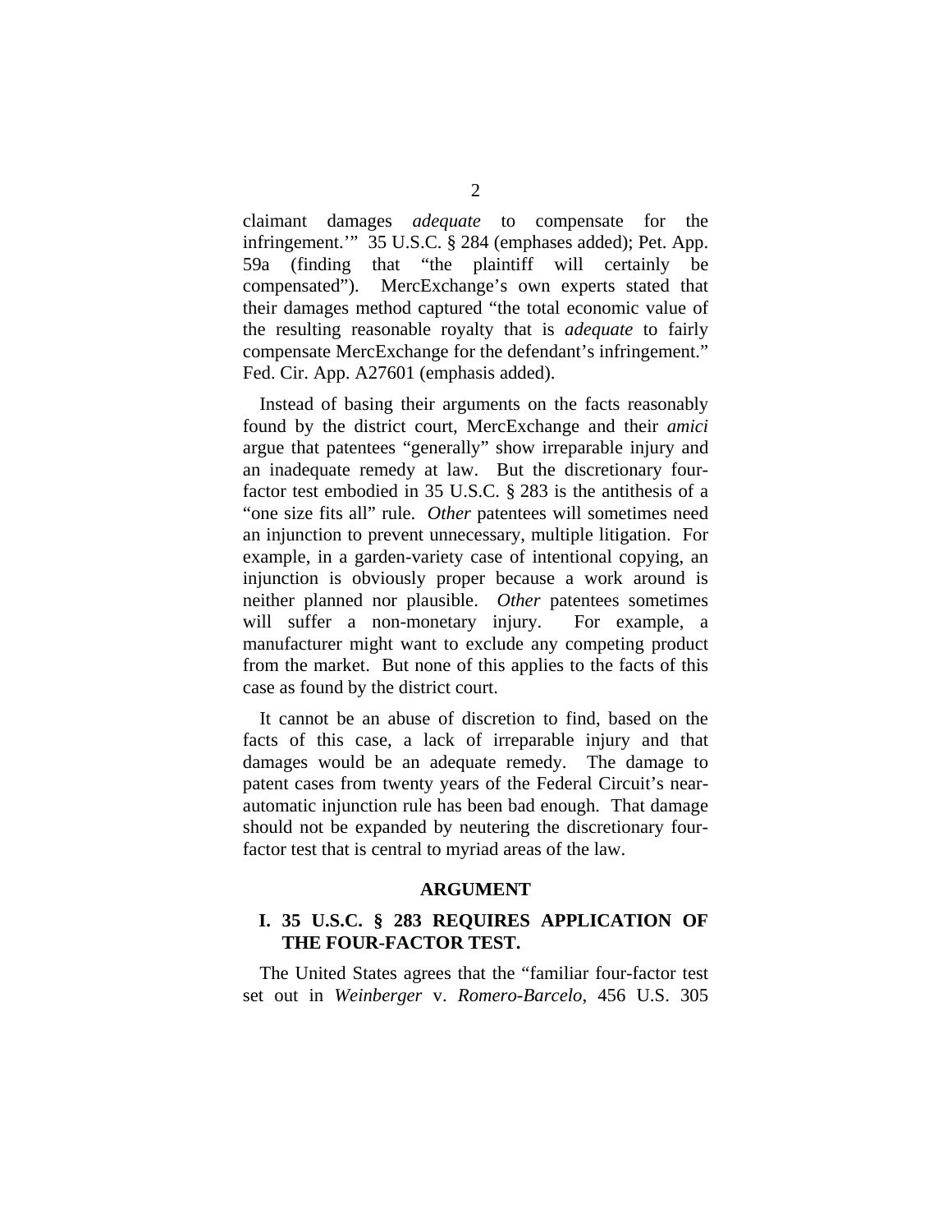claimant damages *adequate* to compensate for the infringement.'" 35 U.S.C. § 284 (emphases added); Pet. App. 59a (finding that "the plaintiff will certainly be compensated"). MercExchange's own experts stated that their damages method captured "the total economic value of the resulting reasonable royalty that is *adequate* to fairly compensate MercExchange for the defendant's infringement." Fed. Cir. App. A27601 (emphasis added).

Instead of basing their arguments on the facts reasonably found by the district court, MercExchange and their *amici* argue that patentees "generally" show irreparable injury and an inadequate remedy at law. But the discretionary four-factor test embodied in 35 U.S.C. § 283 is the antithesis of a "one size fits all" rule. *Other* patentees will sometimes need an injunction to prevent unnecessary, multiple litigation. For example, in a garden-variety case of intentional copying, an injunction is obviously proper because a work around is neither planned nor plausible. *Other* patentees sometimes will suffer a non-monetary injury. For example, a manufacturer might want to exclude any competing product from the market. But none of this applies to the facts of this case as found by the district court.

It cannot be an abuse of discretion to find, based on the facts of this case, a lack of irreparable injury and that damages would be an adequate remedy. The damage to patent cases from twenty years of the Federal Circuit's near-automatic injunction rule has been bad enough. That damage should not be expanded by neutering the discretionary four-factor test that is central to myriad areas of the law.

## ARGUMENT

### I. 35 U.S.C. § 283 REQUIRES APPLICATION OF THE FOUR-FACTOR TEST.

The United States agrees that the "familiar four-factor test set out in *Weinberger* v. *Romero-Barcelo*, 456 U.S. 305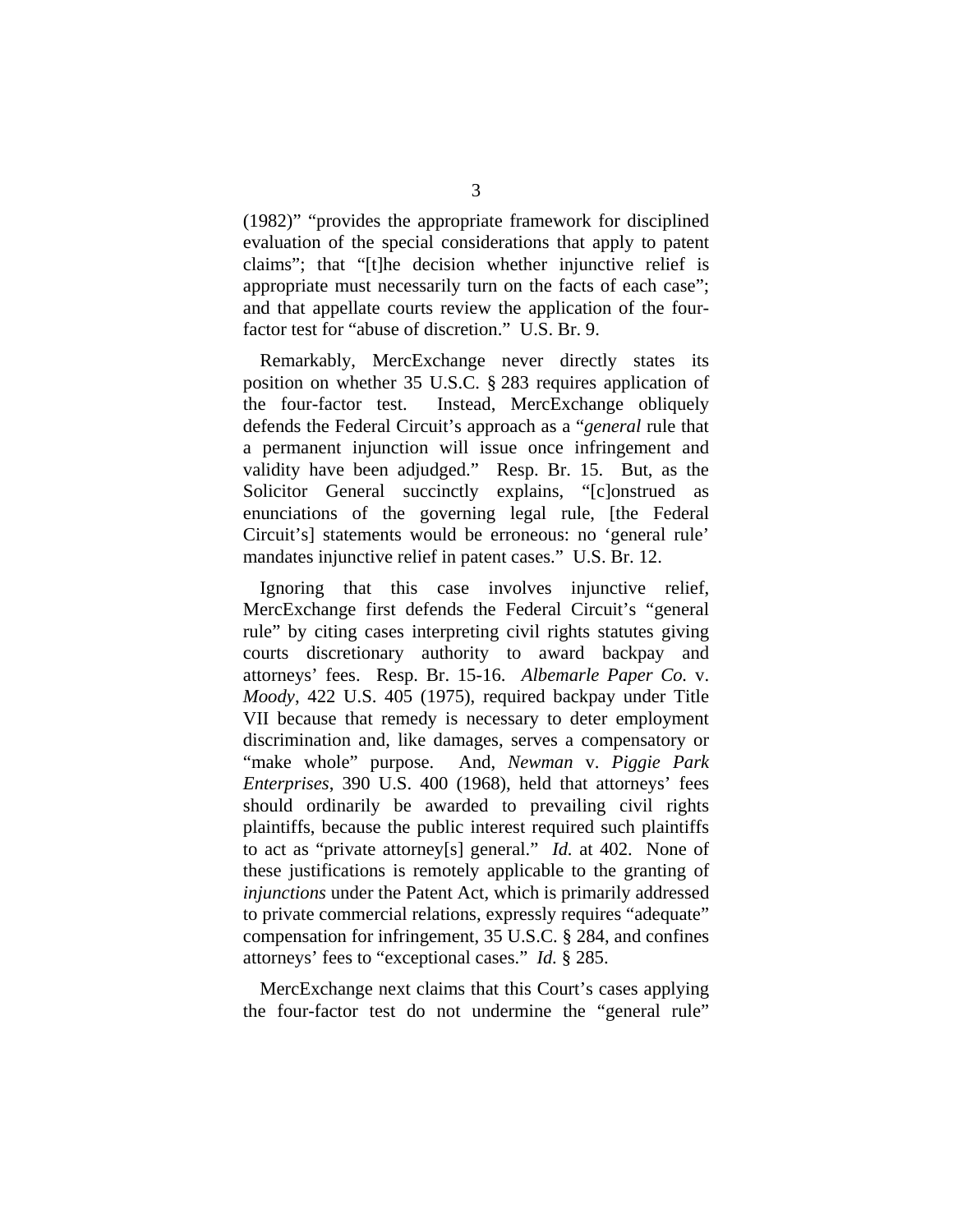(1982)" "provides the appropriate framework for disciplined evaluation of the special considerations that apply to patent claims"; that "[t]he decision whether injunctive relief is appropriate must necessarily turn on the facts of each case"; and that appellate courts review the application of the four-factor test for "abuse of discretion." U.S. Br. 9.

Remarkably, MercExchange never directly states its position on whether 35 U.S.C. § 283 requires application of the four-factor test. Instead, MercExchange obliquely defends the Federal Circuit's approach as a "*general* rule that a permanent injunction will issue once infringement and validity have been adjudged." Resp. Br. 15. But, as the Solicitor General succinctly explains, "[c]onstrued as enunciations of the governing legal rule, [the Federal Circuit's] statements would be erroneous: no 'general rule' mandates injunctive relief in patent cases." U.S. Br. 12.

Ignoring that this case involves injunctive relief, MercExchange first defends the Federal Circuit's "general rule" by citing cases interpreting civil rights statutes giving courts discretionary authority to award backpay and attorneys' fees. Resp. Br. 15-16. *Albemarle Paper Co.* v. *Moody*, 422 U.S. 405 (1975), required backpay under Title VII because that remedy is necessary to deter employment discrimination and, like damages, serves a compensatory or "make whole" purpose. And, *Newman* v. *Piggie Park Enterprises*, 390 U.S. 400 (1968), held that attorneys' fees should ordinarily be awarded to prevailing civil rights plaintiffs, because the public interest required such plaintiffs to act as "private attorney[s] general." *Id.* at 402. None of these justifications is remotely applicable to the granting of *injunctions* under the Patent Act, which is primarily addressed to private commercial relations, expressly requires "adequate" compensation for infringement, 35 U.S.C. § 284, and confines attorneys' fees to "exceptional cases." *Id.* § 285.

MercExchange next claims that this Court's cases applying the four-factor test do not undermine the "general rule"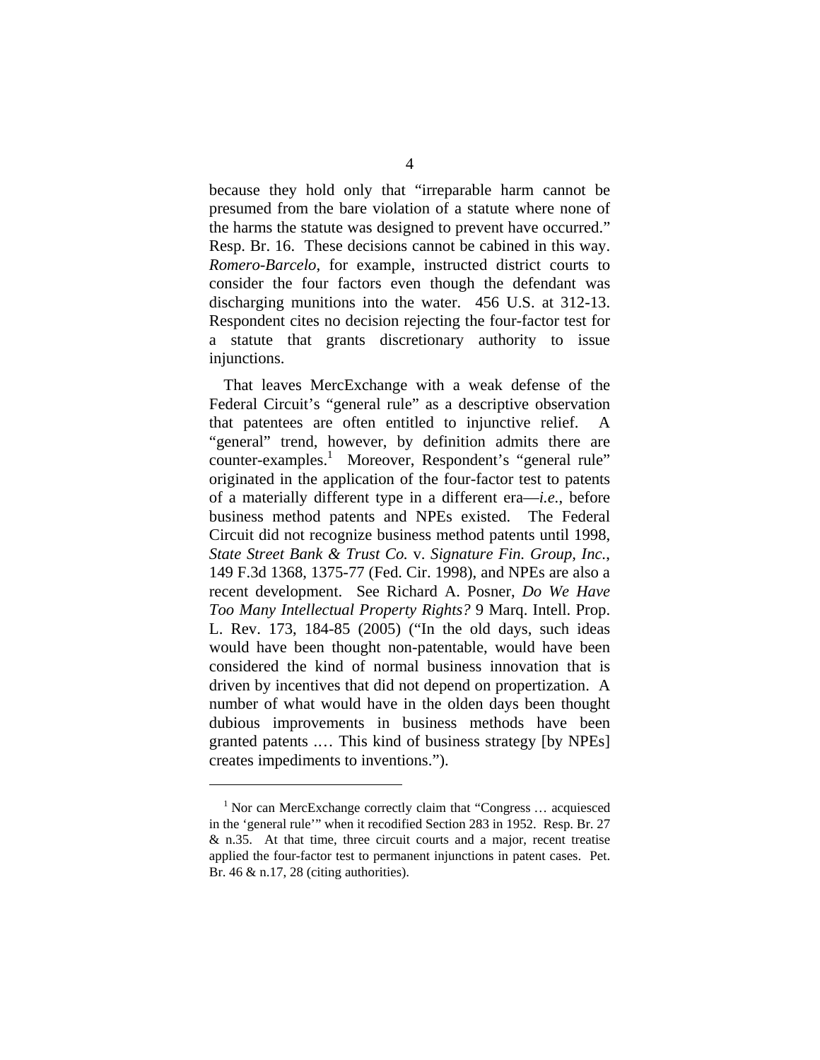because they hold only that "irreparable harm cannot be presumed from the bare violation of a statute where none of the harms the statute was designed to prevent have occurred." Resp. Br. 16. These decisions cannot be cabined in this way. *Romero-Barcelo*, for example, instructed district courts to consider the four factors even though the defendant was discharging munitions into the water. 456 U.S. at 312-13. Respondent cites no decision rejecting the four-factor test for a statute that grants discretionary authority to issue injunctions.

That leaves MercExchange with a weak defense of the Federal Circuit's "general rule" as a descriptive observation that patentees are often entitled to injunctive relief. A "general" trend, however, by definition admits there are counter-examples.[1] Moreover, Respondent's "general rule" originated in the application of the four-factor test to patents of a materially different type in a different era—*i.e.*, before business method patents and NPEs existed. The Federal Circuit did not recognize business method patents until 1998, *State Street Bank & Trust Co.* v. *Signature Fin. Group, Inc.*, 149 F.3d 1368, 1375-77 (Fed. Cir. 1998), and NPEs are also a recent development. See Richard A. Posner, *Do We Have Too Many Intellectual Property Rights?* 9 Marq. Intell. Prop. L. Rev. 173, 184-85 (2005) ("In the old days, such ideas would have been thought non-patentable, would have been considered the kind of normal business innovation that is driven by incentives that did not depend on propertization. A number of what would have in the olden days been thought dubious improvements in business methods have been granted patents .… This kind of business strategy [by NPEs] creates impediments to inventions.").

---

[1] Nor can MercExchange correctly claim that "Congress … acquiesced in the 'general rule'" when it recodified Section 283 in 1952. Resp. Br. 27 & n.35. At that time, three circuit courts and a major, recent treatise applied the four-factor test to permanent injunctions in patent cases. Pet. Br. 46 & n.17, 28 (citing authorities).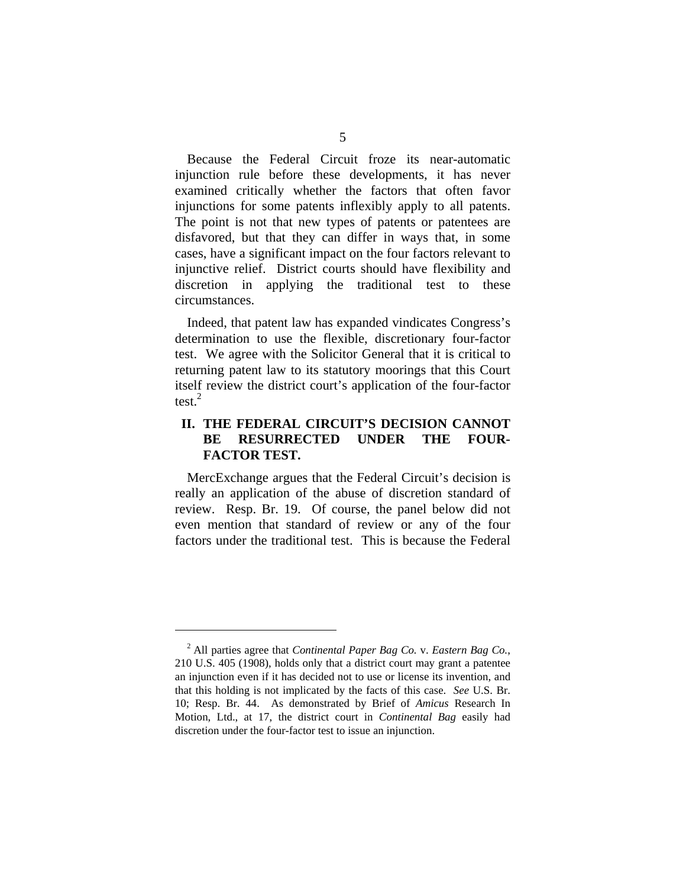Because the Federal Circuit froze its near-automatic injunction rule before these developments, it has never examined critically whether the factors that often favor injunctions for some patents inflexibly apply to all patents. The point is not that new types of patents or patentees are disfavored, but that they can differ in ways that, in some cases, have a significant impact on the four factors relevant to injunctive relief. District courts should have flexibility and discretion in applying the traditional test to these circumstances.

Indeed, that patent law has expanded vindicates Congress's determination to use the flexible, discretionary four-factor test. We agree with the Solicitor General that it is critical to returning patent law to its statutory moorings that this Court itself review the district court's application of the four-factor test.[2]

## II. THE FEDERAL CIRCUIT'S DECISION CANNOT BE RESURRECTED UNDER THE FOUR-FACTOR TEST.

MercExchange argues that the Federal Circuit's decision is really an application of the abuse of discretion standard of review. Resp. Br. 19. Of course, the panel below did not even mention that standard of review or any of the four factors under the traditional test. This is because the Federal

---

[2] All parties agree that *Continental Paper Bag Co.* v. *Eastern Bag Co.*, 210 U.S. 405 (1908), holds only that a district court may grant a patentee an injunction even if it has decided not to use or license its invention, and that this holding is not implicated by the facts of this case. *See* U.S. Br. 10; Resp. Br. 44. As demonstrated by Brief of *Amicus* Research In Motion, Ltd., at 17, the district court in *Continental Bag* easily had discretion under the four-factor test to issue an injunction.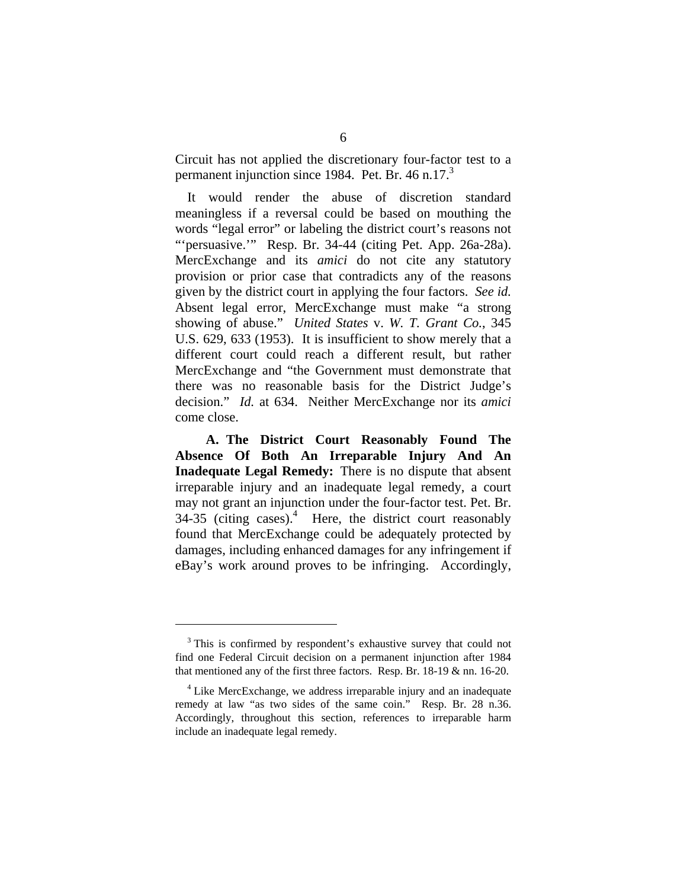Circuit has not applied the discretionary four-factor test to a permanent injunction since 1984. Pet. Br. 46 n.17.[3]

It would render the abuse of discretion standard meaningless if a reversal could be based on mouthing the words "legal error" or labeling the district court's reasons not "'persuasive.'" Resp. Br. 34-44 (citing Pet. App. 26a-28a). MercExchange and its *amici* do not cite any statutory provision or prior case that contradicts any of the reasons given by the district court in applying the four factors. *See id.* Absent legal error, MercExchange must make "a strong showing of abuse." *United States* v. *W. T. Grant Co.*, 345 U.S. 629, 633 (1953). It is insufficient to show merely that a different court could reach a different result, but rather MercExchange and "the Government must demonstrate that there was no reasonable basis for the District Judge's decision." *Id.* at 634. Neither MercExchange nor its *amici* come close.

**A. The District Court Reasonably Found The Absence Of Both An Irreparable Injury And An Inadequate Legal Remedy:** There is no dispute that absent irreparable injury and an inadequate legal remedy, a court may not grant an injunction under the four-factor test. Pet. Br. 34-35 (citing cases).[4] Here, the district court reasonably found that MercExchange could be adequately protected by damages, including enhanced damages for any infringement if eBay's work around proves to be infringing. Accordingly,

---

[3] This is confirmed by respondent's exhaustive survey that could not find one Federal Circuit decision on a permanent injunction after 1984 that mentioned any of the first three factors. Resp. Br. 18-19 & nn. 16-20.

[4] Like MercExchange, we address irreparable injury and an inadequate remedy at law "as two sides of the same coin." Resp. Br. 28 n.36. Accordingly, throughout this section, references to irreparable harm include an inadequate legal remedy.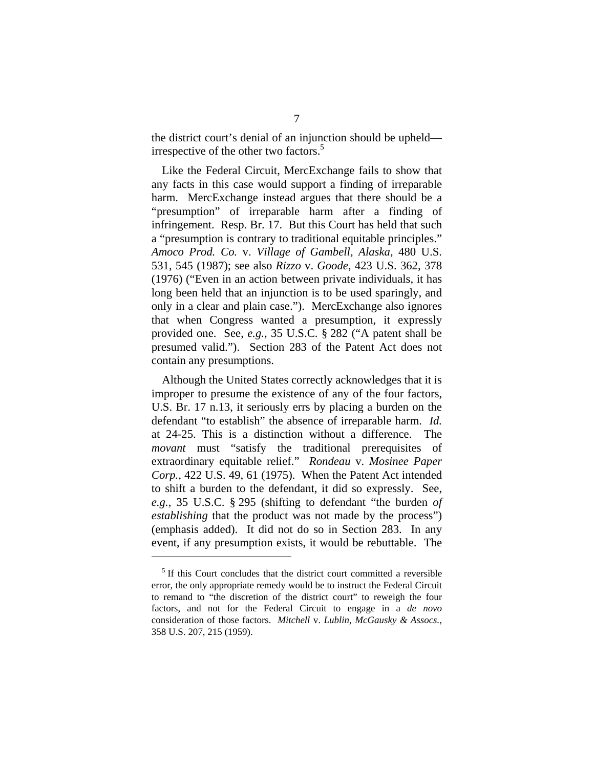the district court's denial of an injunction should be upheld—irrespective of the other two factors.[5]

Like the Federal Circuit, MercExchange fails to show that any facts in this case would support a finding of irreparable harm. MercExchange instead argues that there should be a "presumption" of irreparable harm after a finding of infringement. Resp. Br. 17. But this Court has held that such a "presumption is contrary to traditional equitable principles." *Amoco Prod. Co.* v. *Village of Gambell, Alaska*, 480 U.S. 531, 545 (1987); see also *Rizzo* v. *Goode*, 423 U.S. 362, 378 (1976) ("Even in an action between private individuals, it has long been held that an injunction is to be used sparingly, and only in a clear and plain case."). MercExchange also ignores that when Congress wanted a presumption, it expressly provided one. See, *e.g.*, 35 U.S.C. § 282 ("A patent shall be presumed valid."). Section 283 of the Patent Act does not contain any presumptions.

Although the United States correctly acknowledges that it is improper to presume the existence of any of the four factors, U.S. Br. 17 n.13, it seriously errs by placing a burden on the defendant "to establish" the absence of irreparable harm. *Id.* at 24-25. This is a distinction without a difference. The *movant* must "satisfy the traditional prerequisites of extraordinary equitable relief." *Rondeau* v. *Mosinee Paper Corp.*, 422 U.S. 49, 61 (1975). When the Patent Act intended to shift a burden to the defendant, it did so expressly. See, *e.g.*, 35 U.S.C. § 295 (shifting to defendant "the burden *of establishing* that the product was not made by the process") (emphasis added). It did not do so in Section 283. In any event, if any presumption exists, it would be rebuttable. The

[5] If this Court concludes that the district court committed a reversible error, the only appropriate remedy would be to instruct the Federal Circuit to remand to "the discretion of the district court" to reweigh the four factors, and not for the Federal Circuit to engage in a *de novo* consideration of those factors. *Mitchell* v. *Lublin, McGausky & Assocs.*, 358 U.S. 207, 215 (1959).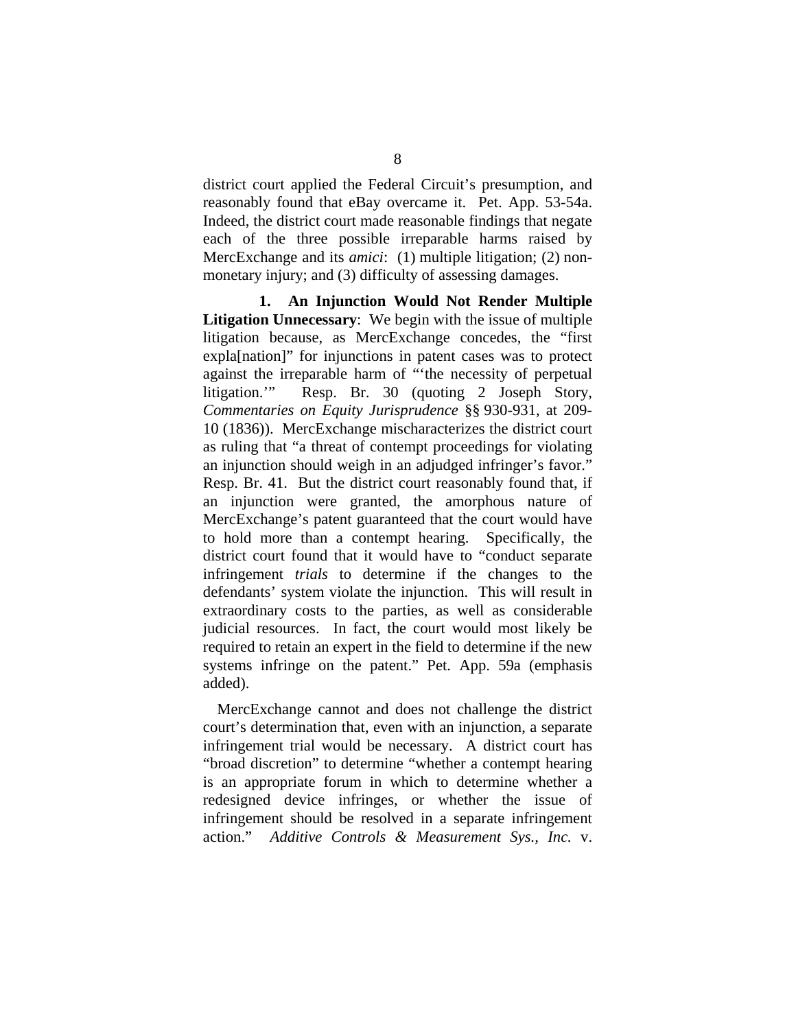district court applied the Federal Circuit's presumption, and reasonably found that eBay overcame it. Pet. App. 53-54a. Indeed, the district court made reasonable findings that negate each of the three possible irreparable harms raised by MercExchange and its *amici*: (1) multiple litigation; (2) non-monetary injury; and (3) difficulty of assessing damages.

**1. An Injunction Would Not Render Multiple Litigation Unnecessary**: We begin with the issue of multiple litigation because, as MercExchange concedes, the "first expla[nation]" for injunctions in patent cases was to protect against the irreparable harm of "'the necessity of perpetual litigation.'" Resp. Br. 30 (quoting 2 Joseph Story, *Commentaries on Equity Jurisprudence* §§ 930-931, at 209-10 (1836)). MercExchange mischaracterizes the district court as ruling that "a threat of contempt proceedings for violating an injunction should weigh in an adjudged infringer's favor." Resp. Br. 41. But the district court reasonably found that, if an injunction were granted, the amorphous nature of MercExchange's patent guaranteed that the court would have to hold more than a contempt hearing. Specifically, the district court found that it would have to "conduct separate infringement *trials* to determine if the changes to the defendants' system violate the injunction. This will result in extraordinary costs to the parties, as well as considerable judicial resources. In fact, the court would most likely be required to retain an expert in the field to determine if the new systems infringe on the patent." Pet. App. 59a (emphasis added).

MercExchange cannot and does not challenge the district court's determination that, even with an injunction, a separate infringement trial would be necessary. A district court has "broad discretion" to determine "whether a contempt hearing is an appropriate forum in which to determine whether a redesigned device infringes, or whether the issue of infringement should be resolved in a separate infringement action." *Additive Controls & Measurement Sys., Inc.* v.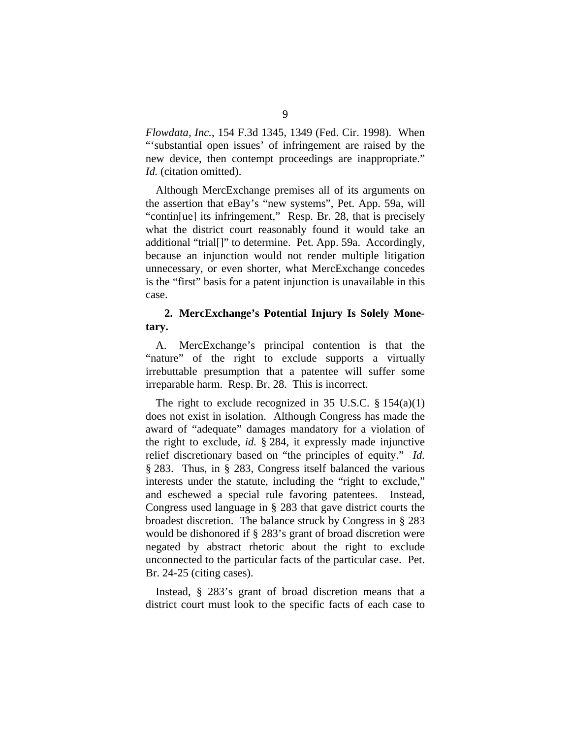*Flowdata, Inc.*, 154 F.3d 1345, 1349 (Fed. Cir. 1998). When "'substantial open issues' of infringement are raised by the new device, then contempt proceedings are inappropriate." *Id.* (citation omitted).

Although MercExchange premises all of its arguments on the assertion that eBay's "new systems", Pet. App. 59a, will "contin[ue] its infringement," Resp. Br. 28, that is precisely what the district court reasonably found it would take an additional "trial[]" to determine. Pet. App. 59a. Accordingly, because an injunction would not render multiple litigation unnecessary, or even shorter, what MercExchange concedes is the "first" basis for a patent injunction is unavailable in this case.

**2. MercExchange's Potential Injury Is Solely Monetary.**

A. MercExchange's principal contention is that the "nature" of the right to exclude supports a virtually irrebuttable presumption that a patentee will suffer some irreparable harm. Resp. Br. 28. This is incorrect.

The right to exclude recognized in 35 U.S.C. § 154(a)(1) does not exist in isolation. Although Congress has made the award of "adequate" damages mandatory for a violation of the right to exclude, *id.* § 284, it expressly made injunctive relief discretionary based on "the principles of equity." *Id.* § 283. Thus, in § 283, Congress itself balanced the various interests under the statute, including the "right to exclude," and eschewed a special rule favoring patentees. Instead, Congress used language in § 283 that gave district courts the broadest discretion. The balance struck by Congress in § 283 would be dishonored if § 283's grant of broad discretion were negated by abstract rhetoric about the right to exclude unconnected to the particular facts of the particular case. Pet. Br. 24-25 (citing cases).

Instead, § 283's grant of broad discretion means that a district court must look to the specific facts of each case to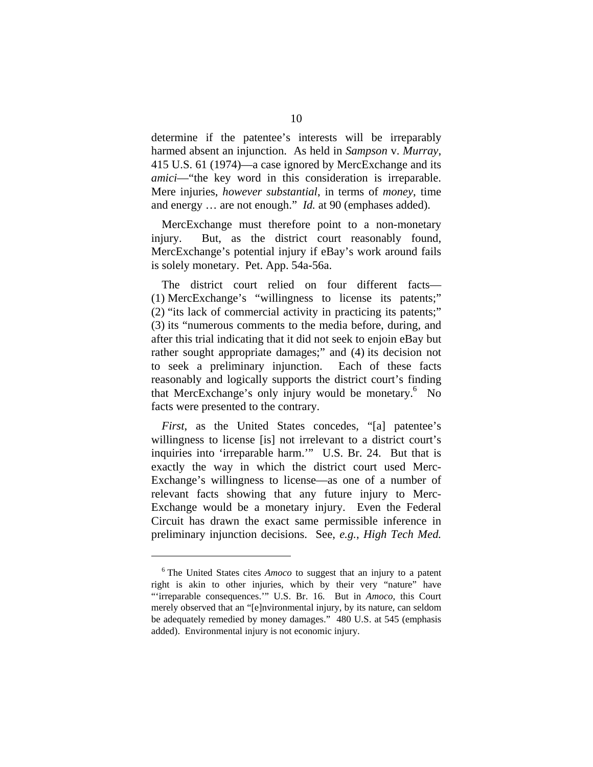determine if the patentee's interests will be irreparably harmed absent an injunction. As held in *Sampson* v. *Murray*, 415 U.S. 61 (1974)—a case ignored by MercExchange and its *amici*—"the key word in this consideration is irreparable. Mere injuries, *however substantial*, in terms of *money*, time and energy … are not enough." *Id.* at 90 (emphases added).

MercExchange must therefore point to a non-monetary injury. But, as the district court reasonably found, MercExchange's potential injury if eBay's work around fails is solely monetary. Pet. App. 54a-56a.

The district court relied on four different facts—(1) MercExchange's "willingness to license its patents;" (2) "its lack of commercial activity in practicing its patents;" (3) its "numerous comments to the media before, during, and after this trial indicating that it did not seek to enjoin eBay but rather sought appropriate damages;" and (4) its decision not to seek a preliminary injunction. Each of these facts reasonably and logically supports the district court's finding that MercExchange's only injury would be monetary.[6] No facts were presented to the contrary.

*First*, as the United States concedes, "[a] patentee's willingness to license [is] not irrelevant to a district court's inquiries into 'irreparable harm.'" U.S. Br. 24. But that is exactly the way in which the district court used Merc-Exchange's willingness to license—as one of a number of relevant facts showing that any future injury to Merc-Exchange would be a monetary injury. Even the Federal Circuit has drawn the exact same permissible inference in preliminary injunction decisions. See, *e.g.*, *High Tech Med.*

---

[6] The United States cites *Amoco* to suggest that an injury to a patent right is akin to other injuries, which by their very "nature" have "'irreparable consequences.'" U.S. Br. 16. But in *Amoco*, this Court merely observed that an "[e]nvironmental injury, by its nature, can seldom be adequately remedied by money damages." 480 U.S. at 545 (emphasis added). Environmental injury is not economic injury.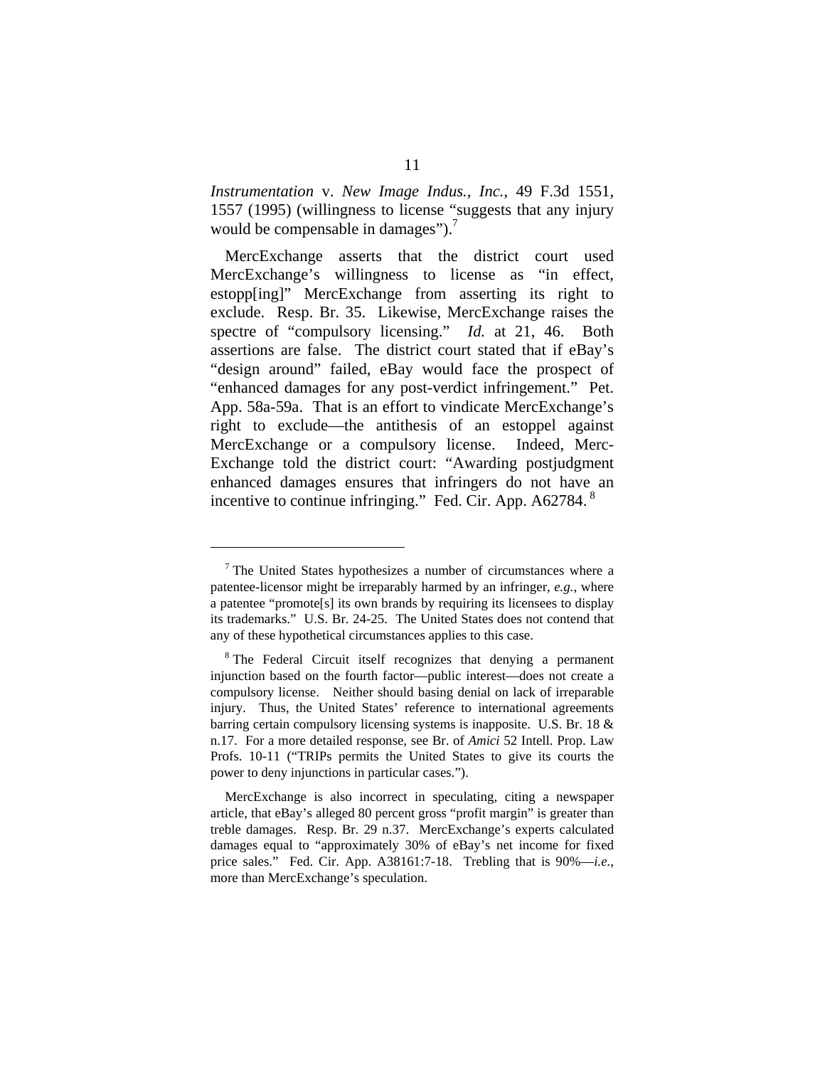*Instrumentation* v. *New Image Indus., Inc.*, 49 F.3d 1551, 1557 (1995) (willingness to license "suggests that any injury would be compensable in damages").[7]

MercExchange asserts that the district court used MercExchange's willingness to license as "in effect, estopp[ing]" MercExchange from asserting its right to exclude. Resp. Br. 35. Likewise, MercExchange raises the spectre of "compulsory licensing." *Id.* at 21, 46. Both assertions are false. The district court stated that if eBay's "design around" failed, eBay would face the prospect of "enhanced damages for any post-verdict infringement." Pet. App. 58a-59a. That is an effort to vindicate MercExchange's right to exclude—the antithesis of an estoppel against MercExchange or a compulsory license. Indeed, Merc-Exchange told the district court: "Awarding postjudgment enhanced damages ensures that infringers do not have an incentive to continue infringing." Fed. Cir. App. A62784.[8]

---

[7] The United States hypothesizes a number of circumstances where a patentee-licensor might be irreparably harmed by an infringer, *e.g.*, where a patentee "promote[s] its own brands by requiring its licensees to display its trademarks." U.S. Br. 24-25. The United States does not contend that any of these hypothetical circumstances applies to this case.

[8] The Federal Circuit itself recognizes that denying a permanent injunction based on the fourth factor—public interest—does not create a compulsory license. Neither should basing denial on lack of irreparable injury. Thus, the United States' reference to international agreements barring certain compulsory licensing systems is inapposite. U.S. Br. 18 & n.17. For a more detailed response, see Br. of *Amici* 52 Intell. Prop. Law Profs. 10-11 ("TRIPs permits the United States to give its courts the power to deny injunctions in particular cases.").

MercExchange is also incorrect in speculating, citing a newspaper article, that eBay's alleged 80 percent gross "profit margin" is greater than treble damages. Resp. Br. 29 n.37. MercExchange's experts calculated damages equal to "approximately 30% of eBay's net income for fixed price sales." Fed. Cir. App. A38161:7-18. Trebling that is 90%—*i.e.*, more than MercExchange's speculation.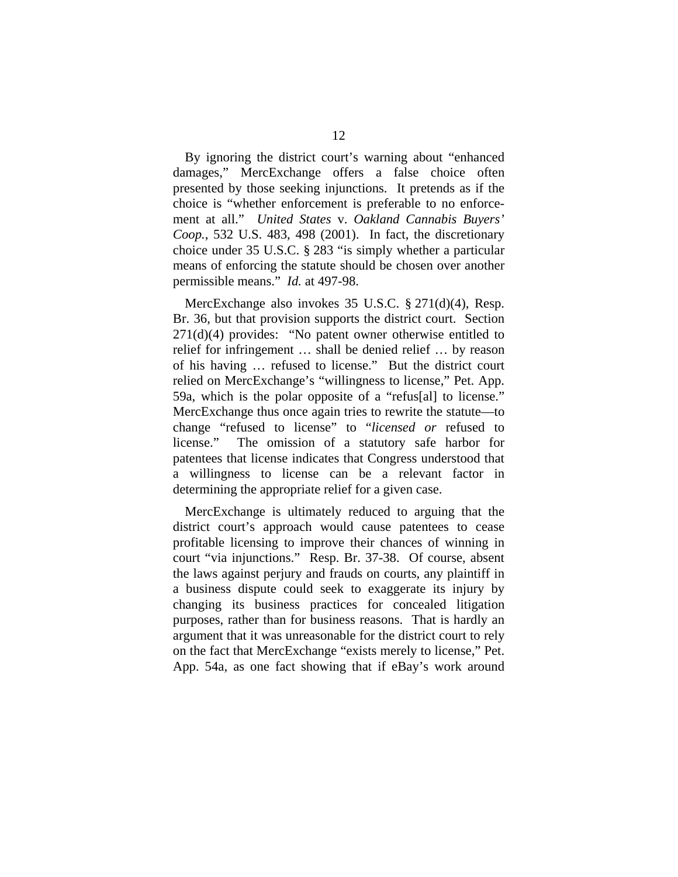By ignoring the district court's warning about "enhanced damages," MercExchange offers a false choice often presented by those seeking injunctions. It pretends as if the choice is "whether enforcement is preferable to no enforcement at all." *United States* v. *Oakland Cannabis Buyers' Coop.*, 532 U.S. 483, 498 (2001). In fact, the discretionary choice under 35 U.S.C. § 283 "is simply whether a particular means of enforcing the statute should be chosen over another permissible means." *Id.* at 497-98.

MercExchange also invokes 35 U.S.C. § 271(d)(4), Resp. Br. 36, but that provision supports the district court. Section 271(d)(4) provides: "No patent owner otherwise entitled to relief for infringement … shall be denied relief … by reason of his having … refused to license." But the district court relied on MercExchange's "willingness to license," Pet. App. 59a, which is the polar opposite of a "refus[al] to license." MercExchange thus once again tries to rewrite the statute—to change "refused to license" to "*licensed or* refused to license." The omission of a statutory safe harbor for patentees that license indicates that Congress understood that a willingness to license can be a relevant factor in determining the appropriate relief for a given case.

MercExchange is ultimately reduced to arguing that the district court's approach would cause patentees to cease profitable licensing to improve their chances of winning in court "via injunctions." Resp. Br. 37-38. Of course, absent the laws against perjury and frauds on courts, any plaintiff in a business dispute could seek to exaggerate its injury by changing its business practices for concealed litigation purposes, rather than for business reasons. That is hardly an argument that it was unreasonable for the district court to rely on the fact that MercExchange "exists merely to license," Pet. App. 54a, as one fact showing that if eBay's work around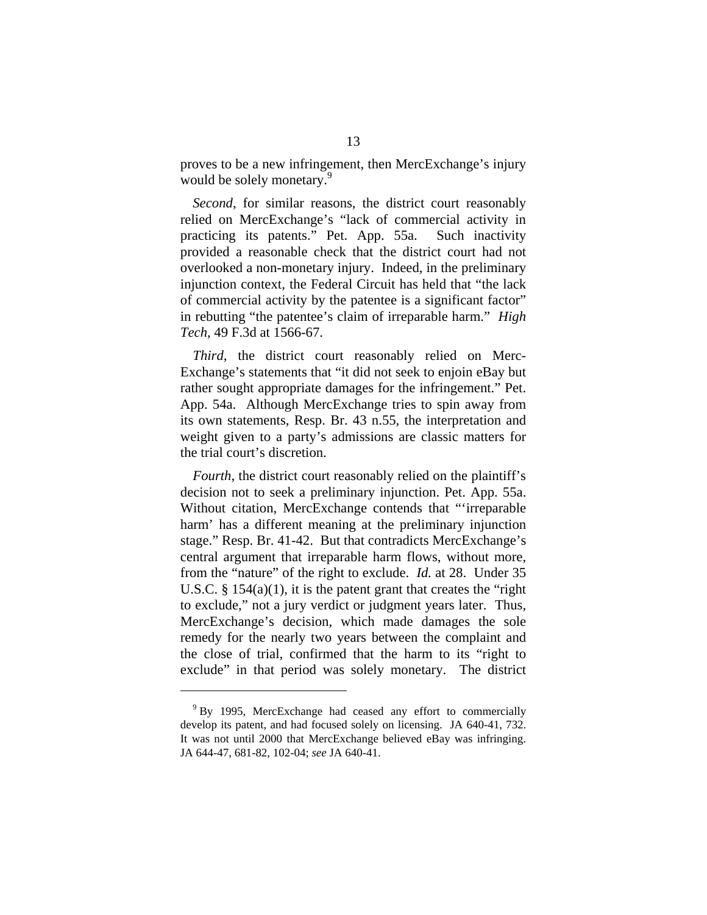proves to be a new infringement, then MercExchange's injury would be solely monetary.[9]

*Second*, for similar reasons, the district court reasonably relied on MercExchange's "lack of commercial activity in practicing its patents." Pet. App. 55a. Such inactivity provided a reasonable check that the district court had not overlooked a non-monetary injury. Indeed, in the preliminary injunction context, the Federal Circuit has held that "the lack of commercial activity by the patentee is a significant factor" in rebutting "the patentee's claim of irreparable harm." *High Tech*, 49 F.3d at 1566-67.

*Third*, the district court reasonably relied on Merc-Exchange's statements that "it did not seek to enjoin eBay but rather sought appropriate damages for the infringement." Pet. App. 54a. Although MercExchange tries to spin away from its own statements, Resp. Br. 43 n.55, the interpretation and weight given to a party's admissions are classic matters for the trial court's discretion.

*Fourth*, the district court reasonably relied on the plaintiff's decision not to seek a preliminary injunction. Pet. App. 55a. Without citation, MercExchange contends that "'irreparable harm' has a different meaning at the preliminary injunction stage." Resp. Br. 41-42. But that contradicts MercExchange's central argument that irreparable harm flows, without more, from the "nature" of the right to exclude. *Id.* at 28. Under 35 U.S.C. § 154(a)(1), it is the patent grant that creates the "right to exclude," not a jury verdict or judgment years later. Thus, MercExchange's decision, which made damages the sole remedy for the nearly two years between the complaint and the close of trial, confirmed that the harm to its "right to exclude" in that period was solely monetary. The district

---

[9] By 1995, MercExchange had ceased any effort to commercially develop its patent, and had focused solely on licensing. JA 640-41, 732. It was not until 2000 that MercExchange believed eBay was infringing. JA 644-47, 681-82, 102-04; *see* JA 640-41.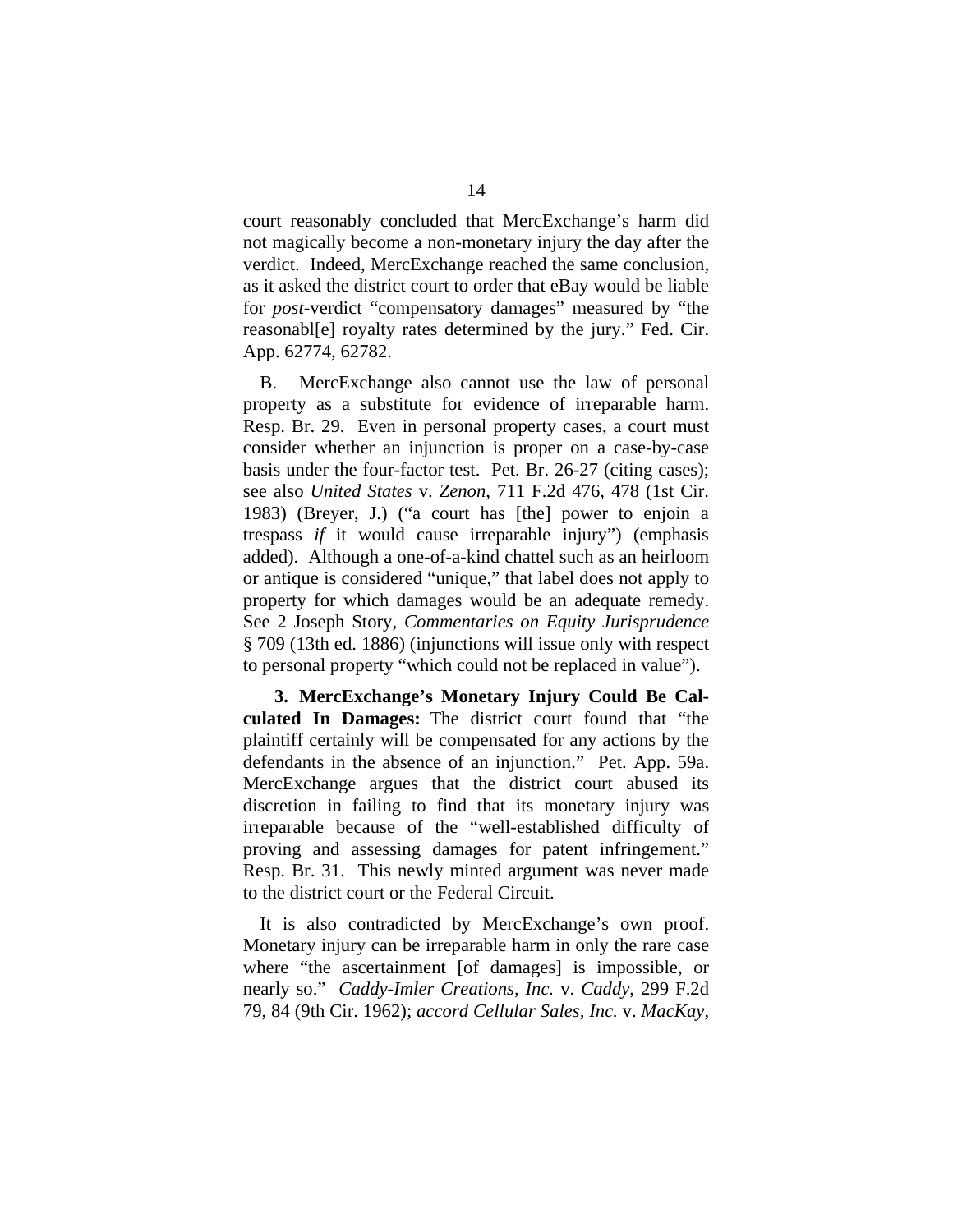court reasonably concluded that MercExchange's harm did not magically become a non-monetary injury the day after the verdict. Indeed, MercExchange reached the same conclusion, as it asked the district court to order that eBay would be liable for *post*-verdict "compensatory damages" measured by "the reasonabl[e] royalty rates determined by the jury." Fed. Cir. App. 62774, 62782.

B. MercExchange also cannot use the law of personal property as a substitute for evidence of irreparable harm. Resp. Br. 29. Even in personal property cases, a court must consider whether an injunction is proper on a case-by-case basis under the four-factor test. Pet. Br. 26-27 (citing cases); see also *United States* v. *Zenon*, 711 F.2d 476, 478 (1st Cir. 1983) (Breyer, J.) ("a court has [the] power to enjoin a trespass *if* it would cause irreparable injury") (emphasis added). Although a one-of-a-kind chattel such as an heirloom or antique is considered "unique," that label does not apply to property for which damages would be an adequate remedy. See 2 Joseph Story, *Commentaries on Equity Jurisprudence* § 709 (13th ed. 1886) (injunctions will issue only with respect to personal property "which could not be replaced in value").

**3. MercExchange's Monetary Injury Could Be Calculated In Damages:** The district court found that "the plaintiff certainly will be compensated for any actions by the defendants in the absence of an injunction." Pet. App. 59a. MercExchange argues that the district court abused its discretion in failing to find that its monetary injury was irreparable because of the "well-established difficulty of proving and assessing damages for patent infringement." Resp. Br. 31. This newly minted argument was never made to the district court or the Federal Circuit.

It is also contradicted by MercExchange's own proof. Monetary injury can be irreparable harm in only the rare case where "the ascertainment [of damages] is impossible, or nearly so." *Caddy-Imler Creations, Inc.* v. *Caddy*, 299 F.2d 79, 84 (9th Cir. 1962); *accord Cellular Sales, Inc.* v. *MacKay*,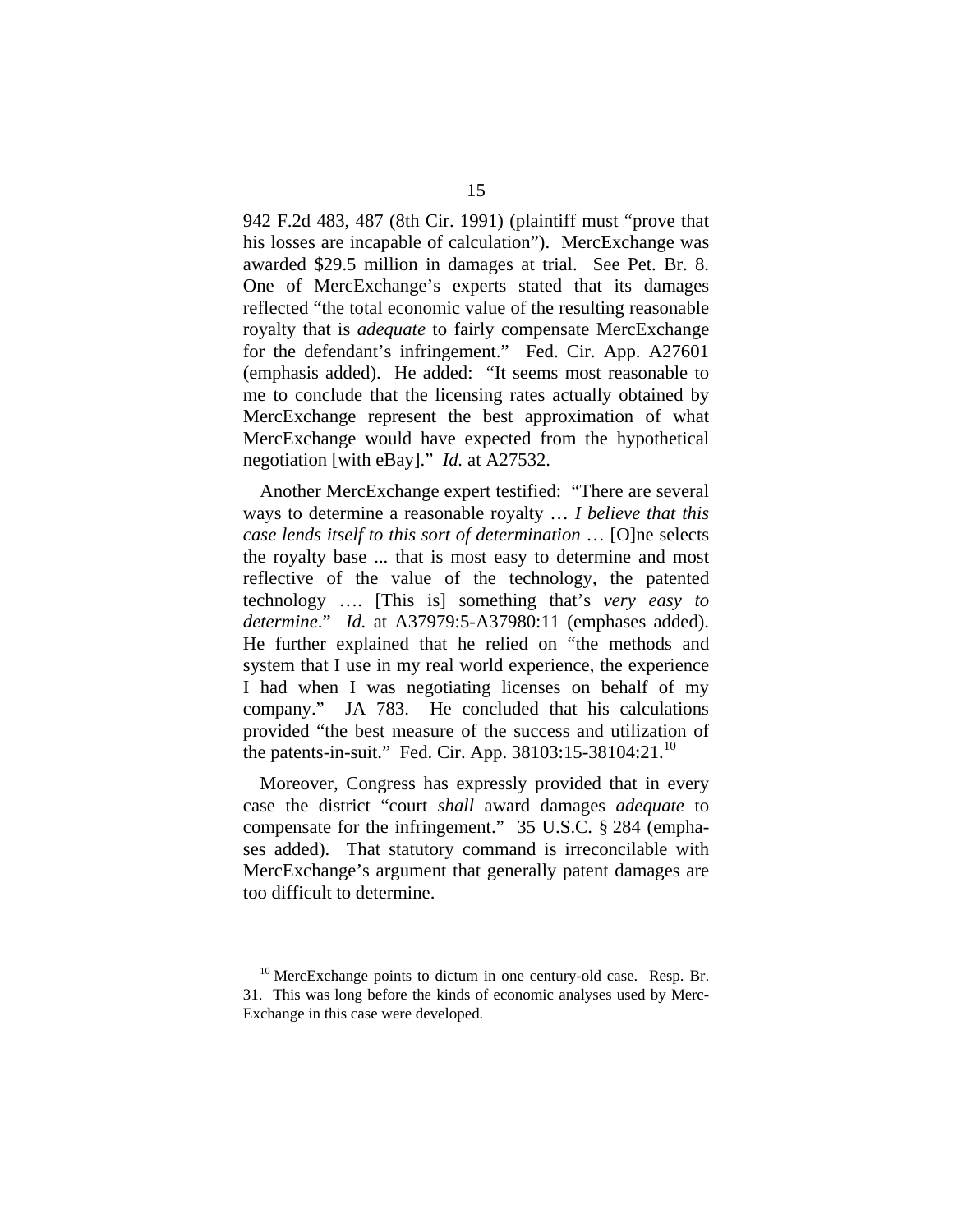942 F.2d 483, 487 (8th Cir. 1991) (plaintiff must "prove that his losses are incapable of calculation"). MercExchange was awarded $29.5 million in damages at trial. See Pet. Br. 8. One of MercExchange's experts stated that its damages reflected "the total economic value of the resulting reasonable royalty that is *adequate* to fairly compensate MercExchange for the defendant's infringement." Fed. Cir. App. A27601 (emphasis added). He added: "It seems most reasonable to me to conclude that the licensing rates actually obtained by MercExchange represent the best approximation of what MercExchange would have expected from the hypothetical negotiation [with eBay]." *Id.* at A27532.

Another MercExchange expert testified: "There are several ways to determine a reasonable royalty … *I believe that this case lends itself to this sort of determination* … [O]ne selects the royalty base ... that is most easy to determine and most reflective of the value of the technology, the patented technology …. [This is] something that's *very easy to determine*." *Id.* at A37979:5-A37980:11 (emphases added). He further explained that he relied on "the methods and system that I use in my real world experience, the experience I had when I was negotiating licenses on behalf of my company." JA 783. He concluded that his calculations provided "the best measure of the success and utilization of the patents-in-suit." Fed. Cir. App. 38103:15-38104:21.[10]

Moreover, Congress has expressly provided that in every case the district "court *shall* award damages *adequate* to compensate for the infringement." 35 U.S.C. § 284 (emphases added). That statutory command is irreconcilable with MercExchange's argument that generally patent damages are too difficult to determine.

---

[10] MercExchange points to dictum in one century-old case. Resp. Br. 31. This was long before the kinds of economic analyses used by MercExchange in this case were developed.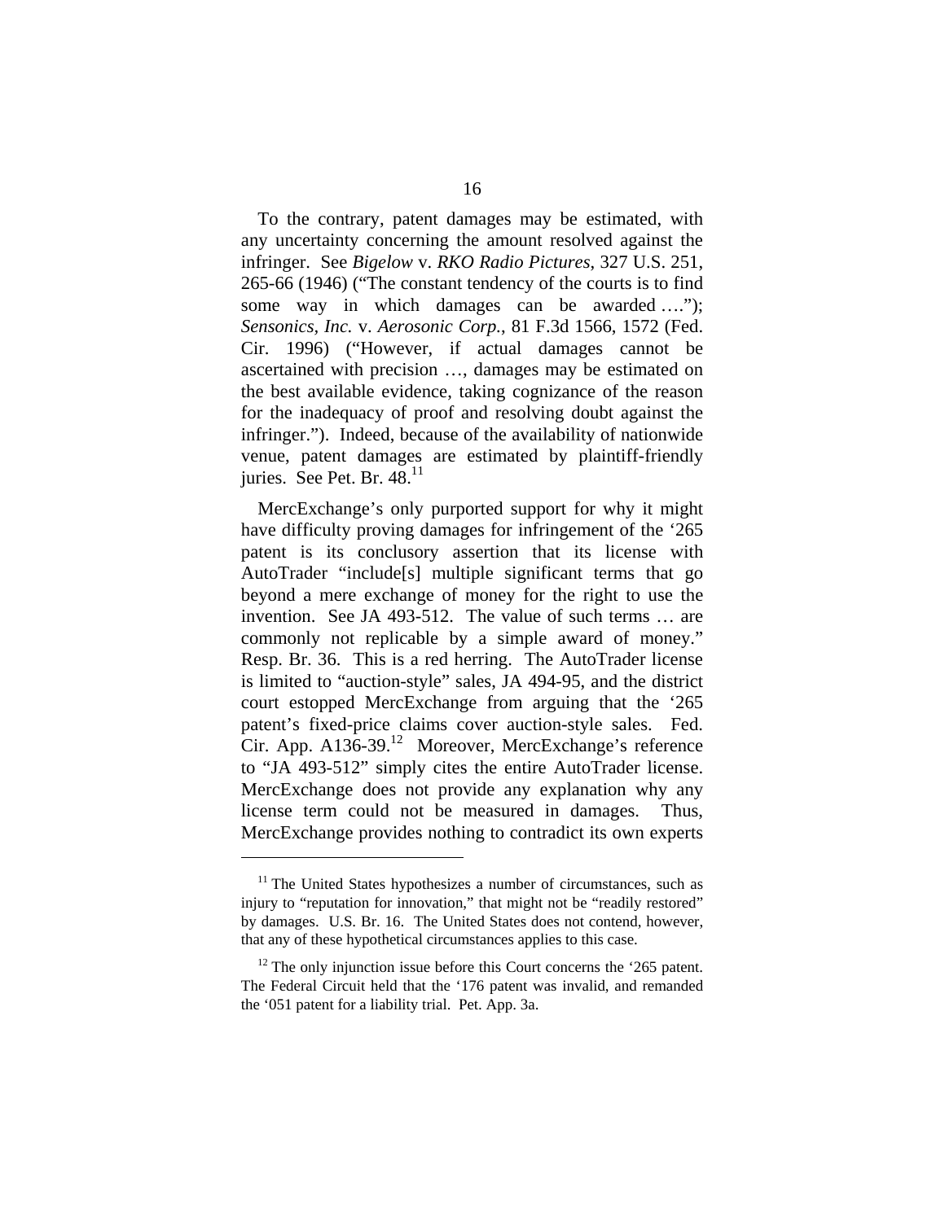To the contrary, patent damages may be estimated, with any uncertainty concerning the amount resolved against the infringer. See *Bigelow* v. *RKO Radio Pictures*, 327 U.S. 251, 265-66 (1946) ("The constant tendency of the courts is to find some way in which damages can be awarded …."); *Sensonics, Inc.* v. *Aerosonic Corp.*, 81 F.3d 1566, 1572 (Fed. Cir. 1996) ("However, if actual damages cannot be ascertained with precision …, damages may be estimated on the best available evidence, taking cognizance of the reason for the inadequacy of proof and resolving doubt against the infringer."). Indeed, because of the availability of nationwide venue, patent damages are estimated by plaintiff-friendly juries. See Pet. Br. 48.[11]

MercExchange's only purported support for why it might have difficulty proving damages for infringement of the '265 patent is its conclusory assertion that its license with AutoTrader "include[s] multiple significant terms that go beyond a mere exchange of money for the right to use the invention. See JA 493-512. The value of such terms … are commonly not replicable by a simple award of money." Resp. Br. 36. This is a red herring. The AutoTrader license is limited to "auction-style" sales, JA 494-95, and the district court estopped MercExchange from arguing that the '265 patent's fixed-price claims cover auction-style sales. Fed. Cir. App. A136-39.[12] Moreover, MercExchange's reference to "JA 493-512" simply cites the entire AutoTrader license. MercExchange does not provide any explanation why any license term could not be measured in damages. Thus, MercExchange provides nothing to contradict its own experts

---

[11] The United States hypothesizes a number of circumstances, such as injury to "reputation for innovation," that might not be "readily restored" by damages. U.S. Br. 16. The United States does not contend, however, that any of these hypothetical circumstances applies to this case.

[12] The only injunction issue before this Court concerns the '265 patent. The Federal Circuit held that the '176 patent was invalid, and remanded the '051 patent for a liability trial. Pet. App. 3a.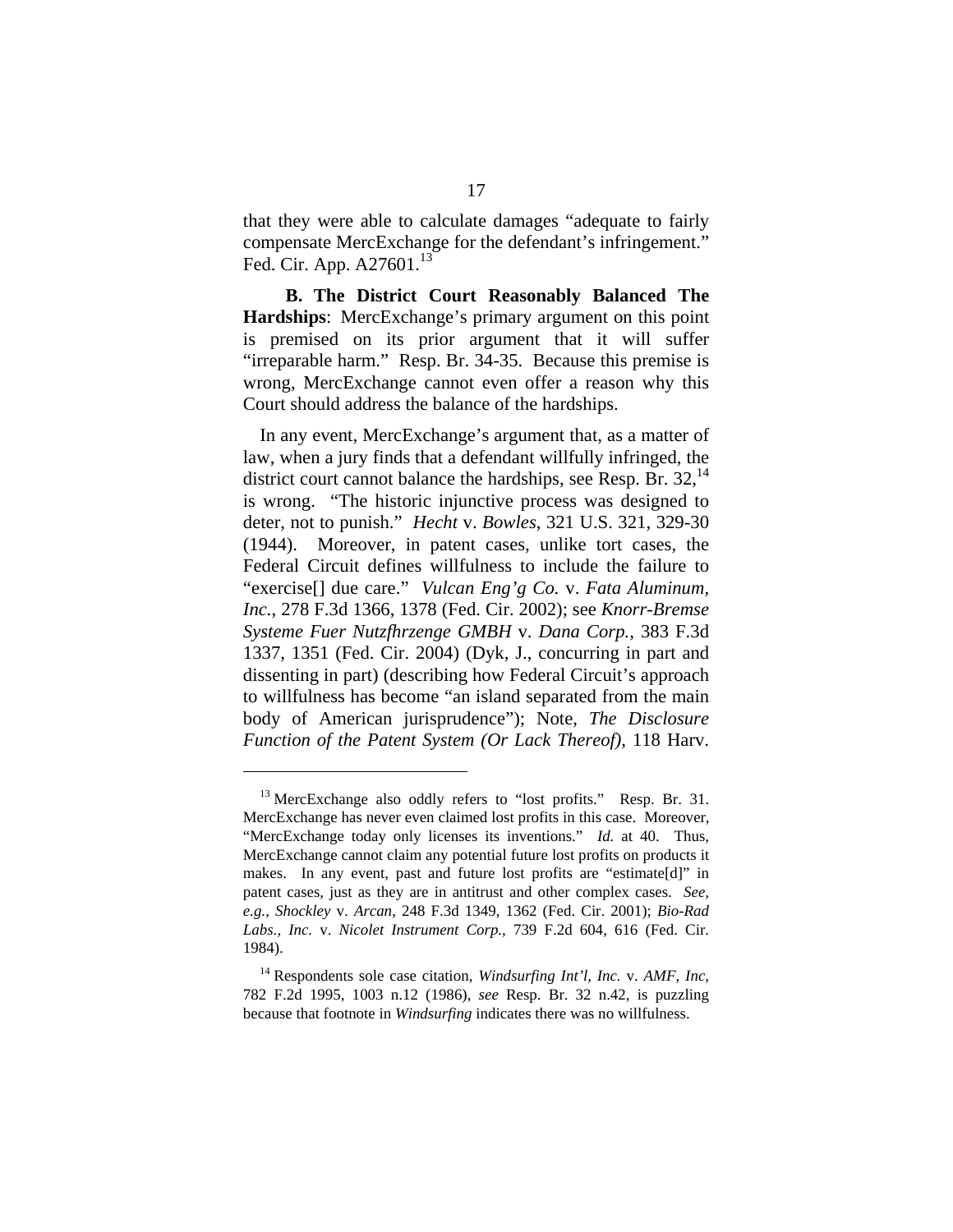that they were able to calculate damages "adequate to fairly compensate MercExchange for the defendant's infringement." Fed. Cir. App. A27601.[13]

**B. The District Court Reasonably Balanced The Hardships**: MercExchange's primary argument on this point is premised on its prior argument that it will suffer "irreparable harm." Resp. Br. 34-35. Because this premise is wrong, MercExchange cannot even offer a reason why this Court should address the balance of the hardships.

In any event, MercExchange's argument that, as a matter of law, when a jury finds that a defendant willfully infringed, the district court cannot balance the hardships, see Resp. Br. 32,[14] is wrong. "The historic injunctive process was designed to deter, not to punish." *Hecht* v. *Bowles*, 321 U.S. 321, 329-30 (1944). Moreover, in patent cases, unlike tort cases, the Federal Circuit defines willfulness to include the failure to "exercise[] due care." *Vulcan Eng'g Co.* v. *Fata Aluminum, Inc.*, 278 F.3d 1366, 1378 (Fed. Cir. 2002); see *Knorr-Bremse Systeme Fuer Nutzfhrzenge GMBH* v. *Dana Corp.*, 383 F.3d 1337, 1351 (Fed. Cir. 2004) (Dyk, J., concurring in part and dissenting in part) (describing how Federal Circuit's approach to willfulness has become "an island separated from the main body of American jurisprudence"); Note, *The Disclosure Function of the Patent System (Or Lack Thereof)*, 118 Harv.

---

[13] MercExchange also oddly refers to "lost profits." Resp. Br. 31. MercExchange has never even claimed lost profits in this case. Moreover, "MercExchange today only licenses its inventions." *Id.* at 40. Thus, MercExchange cannot claim any potential future lost profits on products it makes. In any event, past and future lost profits are "estimate[d]" in patent cases, just as they are in antitrust and other complex cases. *See, e.g., Shockley* v. *Arcan*, 248 F.3d 1349, 1362 (Fed. Cir. 2001); *Bio-Rad Labs., Inc.* v. *Nicolet Instrument Corp.*, 739 F.2d 604, 616 (Fed. Cir. 1984).

[14] Respondents sole case citation, *Windsurfing Int'l, Inc.* v. *AMF, Inc*, 782 F.2d 1995, 1003 n.12 (1986), *see* Resp. Br. 32 n.42, is puzzling because that footnote in *Windsurfing* indicates there was no willfulness.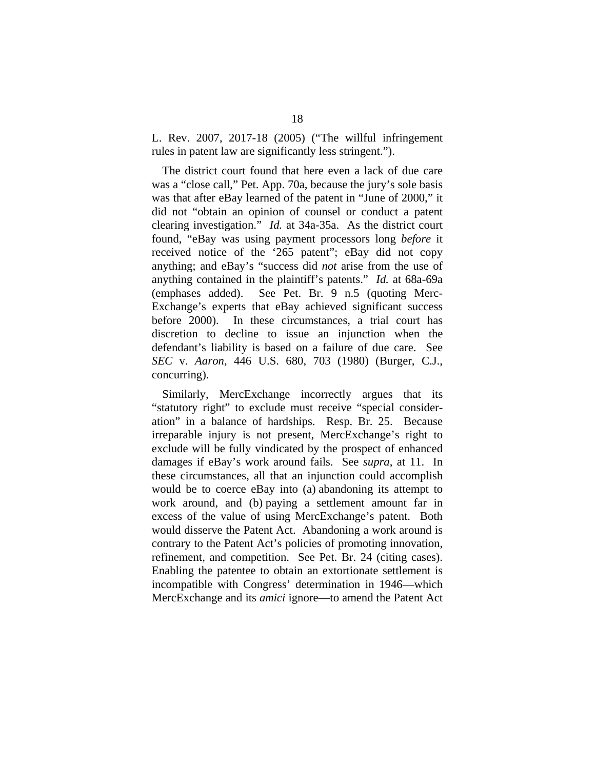L. Rev. 2007, 2017-18 (2005) ("The willful infringement rules in patent law are significantly less stringent.").

The district court found that here even a lack of due care was a "close call," Pet. App. 70a, because the jury's sole basis was that after eBay learned of the patent in "June of 2000," it did not "obtain an opinion of counsel or conduct a patent clearing investigation." *Id.* at 34a-35a. As the district court found, "eBay was using payment processors long *before* it received notice of the '265 patent"; eBay did not copy anything; and eBay's "success did *not* arise from the use of anything contained in the plaintiff's patents." *Id.* at 68a-69a (emphases added). See Pet. Br. 9 n.5 (quoting MercExchange's experts that eBay achieved significant success before 2000). In these circumstances, a trial court has discretion to decline to issue an injunction when the defendant's liability is based on a failure of due care. See *SEC* v. *Aaron*, 446 U.S. 680, 703 (1980) (Burger, C.J., concurring).

Similarly, MercExchange incorrectly argues that its "statutory right" to exclude must receive "special consideration" in a balance of hardships. Resp. Br. 25. Because irreparable injury is not present, MercExchange's right to exclude will be fully vindicated by the prospect of enhanced damages if eBay's work around fails. See *supra*, at 11. In these circumstances, all that an injunction could accomplish would be to coerce eBay into (a) abandoning its attempt to work around, and (b) paying a settlement amount far in excess of the value of using MercExchange's patent. Both would disserve the Patent Act. Abandoning a work around is contrary to the Patent Act's policies of promoting innovation, refinement, and competition. See Pet. Br. 24 (citing cases). Enabling the patentee to obtain an extortionate settlement is incompatible with Congress' determination in 1946—which MercExchange and its *amici* ignore—to amend the Patent Act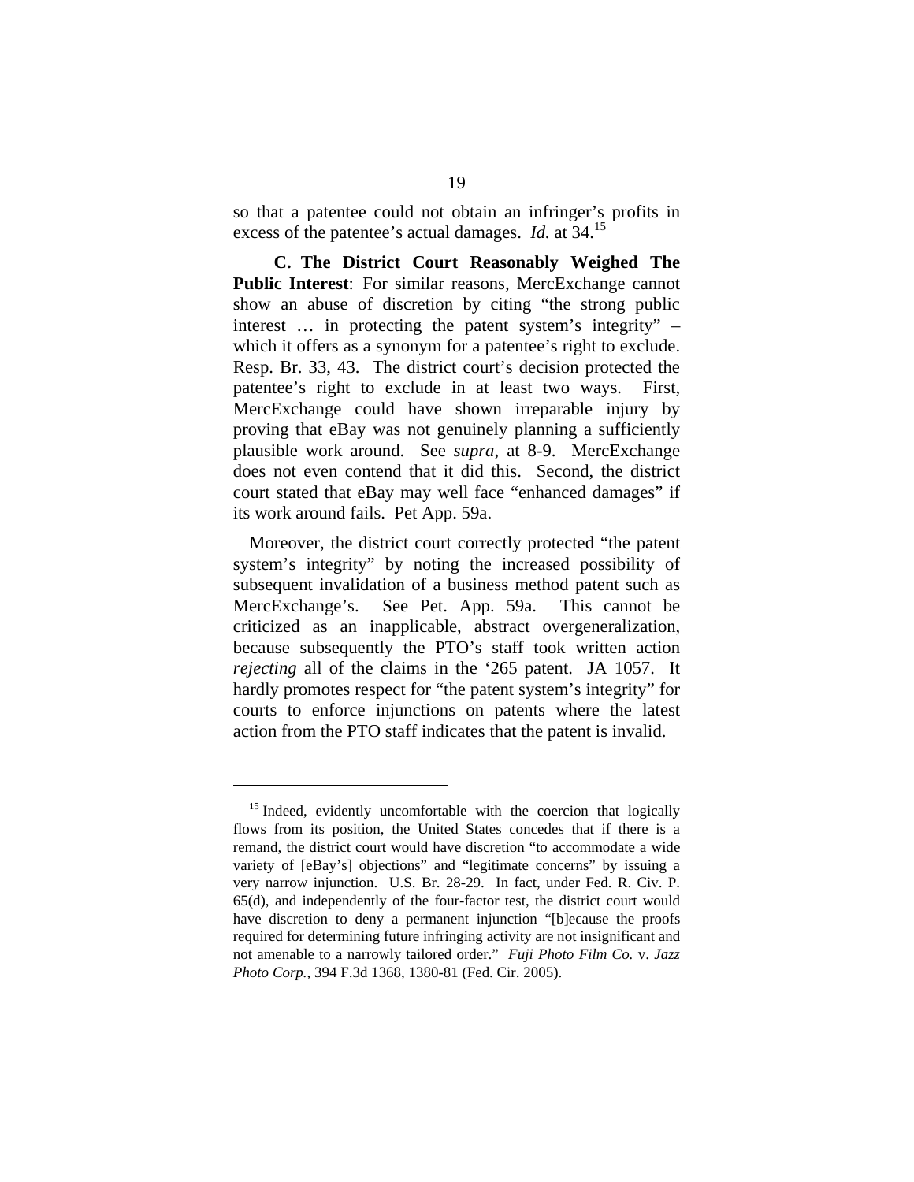so that a patentee could not obtain an infringer's profits in excess of the patentee's actual damages. *Id.* at 34.[15]

**C. The District Court Reasonably Weighed The Public Interest**: For similar reasons, MercExchange cannot show an abuse of discretion by citing "the strong public interest … in protecting the patent system's integrity" – which it offers as a synonym for a patentee's right to exclude. Resp. Br. 33, 43. The district court's decision protected the patentee's right to exclude in at least two ways. First, MercExchange could have shown irreparable injury by proving that eBay was not genuinely planning a sufficiently plausible work around. See *supra*, at 8-9. MercExchange does not even contend that it did this. Second, the district court stated that eBay may well face "enhanced damages" if its work around fails. Pet App. 59a.

Moreover, the district court correctly protected "the patent system's integrity" by noting the increased possibility of subsequent invalidation of a business method patent such as MercExchange's. See Pet. App. 59a. This cannot be criticized as an inapplicable, abstract overgeneralization, because subsequently the PTO's staff took written action *rejecting* all of the claims in the '265 patent. JA 1057. It hardly promotes respect for "the patent system's integrity" for courts to enforce injunctions on patents where the latest action from the PTO staff indicates that the patent is invalid.

---

[15] Indeed, evidently uncomfortable with the coercion that logically flows from its position, the United States concedes that if there is a remand, the district court would have discretion "to accommodate a wide variety of [eBay's] objections" and "legitimate concerns" by issuing a very narrow injunction. U.S. Br. 28-29. In fact, under Fed. R. Civ. P. 65(d), and independently of the four-factor test, the district court would have discretion to deny a permanent injunction "[b]ecause the proofs required for determining future infringing activity are not insignificant and not amenable to a narrowly tailored order." *Fuji Photo Film Co.* v. *Jazz Photo Corp.*, 394 F.3d 1368, 1380-81 (Fed. Cir. 2005).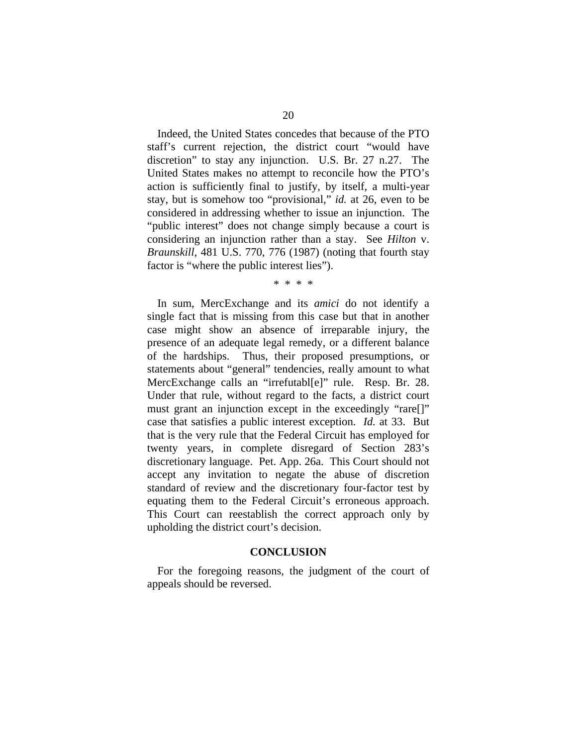Indeed, the United States concedes that because of the PTO staff's current rejection, the district court "would have discretion" to stay any injunction. U.S. Br. 27 n.27. The United States makes no attempt to reconcile how the PTO's action is sufficiently final to justify, by itself, a multi-year stay, but is somehow too "provisional," *id.* at 26, even to be considered in addressing whether to issue an injunction. The "public interest" does not change simply because a court is considering an injunction rather than a stay. See *Hilton* v. *Braunskill*, 481 U.S. 770, 776 (1987) (noting that fourth stay factor is "where the public interest lies").

\* \* \* \*

In sum, MercExchange and its *amici* do not identify a single fact that is missing from this case but that in another case might show an absence of irreparable injury, the presence of an adequate legal remedy, or a different balance of the hardships. Thus, their proposed presumptions, or statements about "general" tendencies, really amount to what MercExchange calls an "irrefutabl[e]" rule. Resp. Br. 28. Under that rule, without regard to the facts, a district court must grant an injunction except in the exceedingly "rare[]" case that satisfies a public interest exception. *Id.* at 33. But that is the very rule that the Federal Circuit has employed for twenty years, in complete disregard of Section 283's discretionary language. Pet. App. 26a. This Court should not accept any invitation to negate the abuse of discretion standard of review and the discretionary four-factor test by equating them to the Federal Circuit's erroneous approach. This Court can reestablish the correct approach only by upholding the district court's decision.

## CONCLUSION

For the foregoing reasons, the judgment of the court of appeals should be reversed.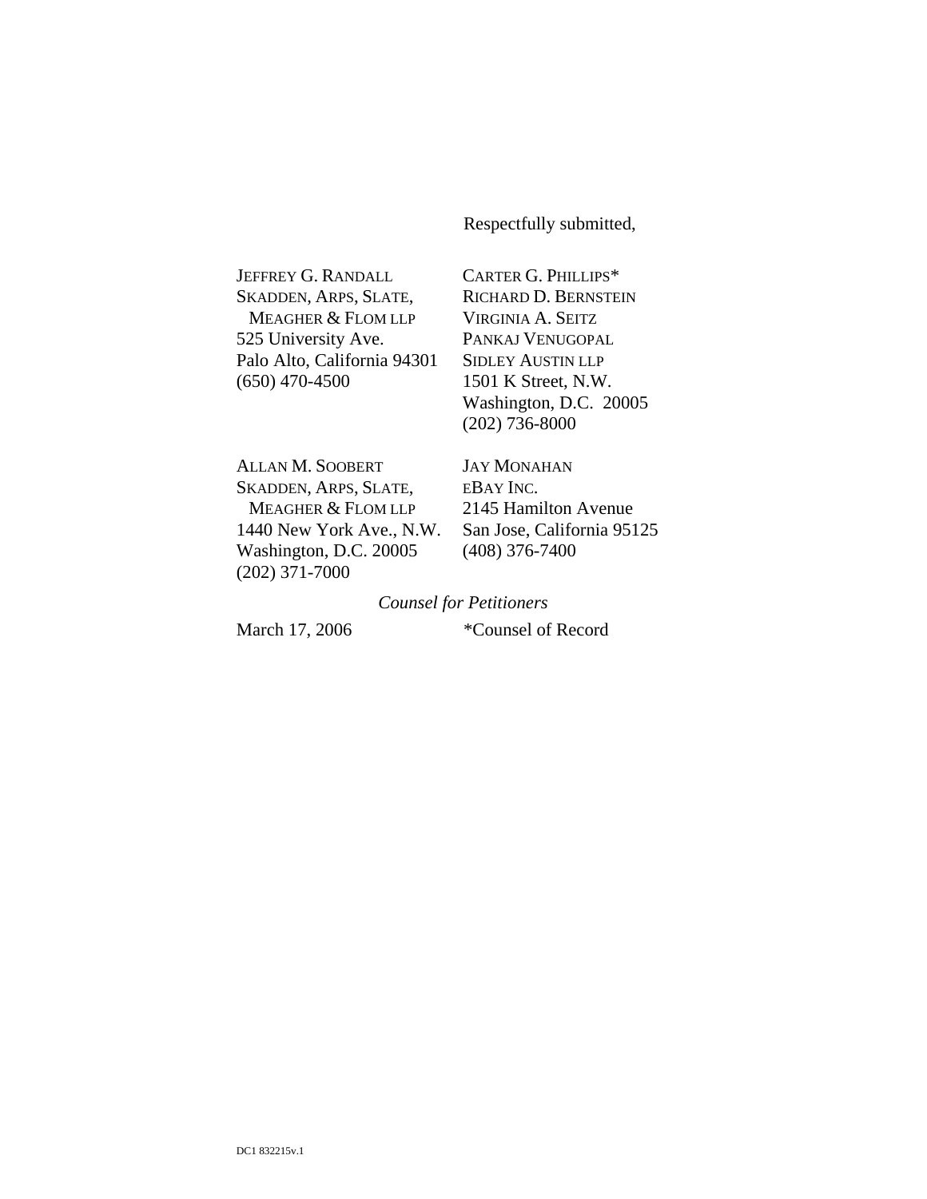Respectfully submitted,

JEFFREY G. RANDALL
SKADDEN, ARPS, SLATE,
MEAGHER & FLOM LLP
525 University Ave.
Palo Alto, California 94301
(650) 470-4500

CARTER G. PHILLIPS*
RICHARD D. BERNSTEIN
VIRGINIA A. SEITZ
PANKAJ VENUGOPAL
SIDLEY AUSTIN LLP
1501 K Street, N.W.
Washington, D.C. 20005
(202) 736-8000

ALLAN M. SOOBERT
SKADDEN, ARPS, SLATE,
MEAGHER & FLOM LLP
1440 New York Ave., N.W.
Washington, D.C. 20005
(202) 371-7000

JAY MONAHAN
EBAY INC.
2145 Hamilton Avenue
San Jose, California 95125
(408) 376-7400

*Counsel for Petitioners*

March 17, 2006

*Counsel of Record

DC1 832215v.1